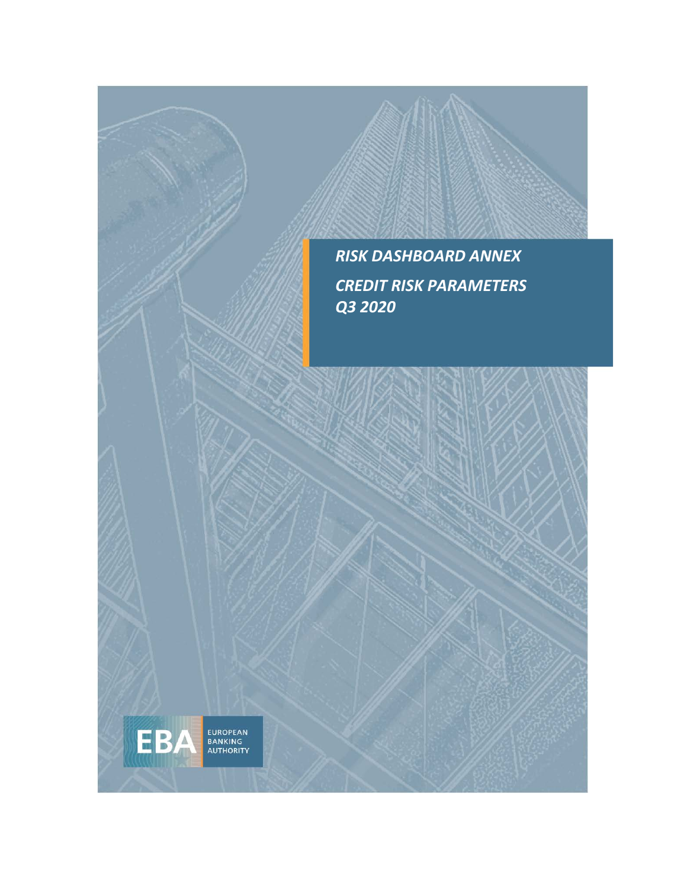# RISK DASHBOARD ANNEX

## CREDIT RISK PARAMETERS

## Q3 2020

EUROPEAN BANKING AUTHORITY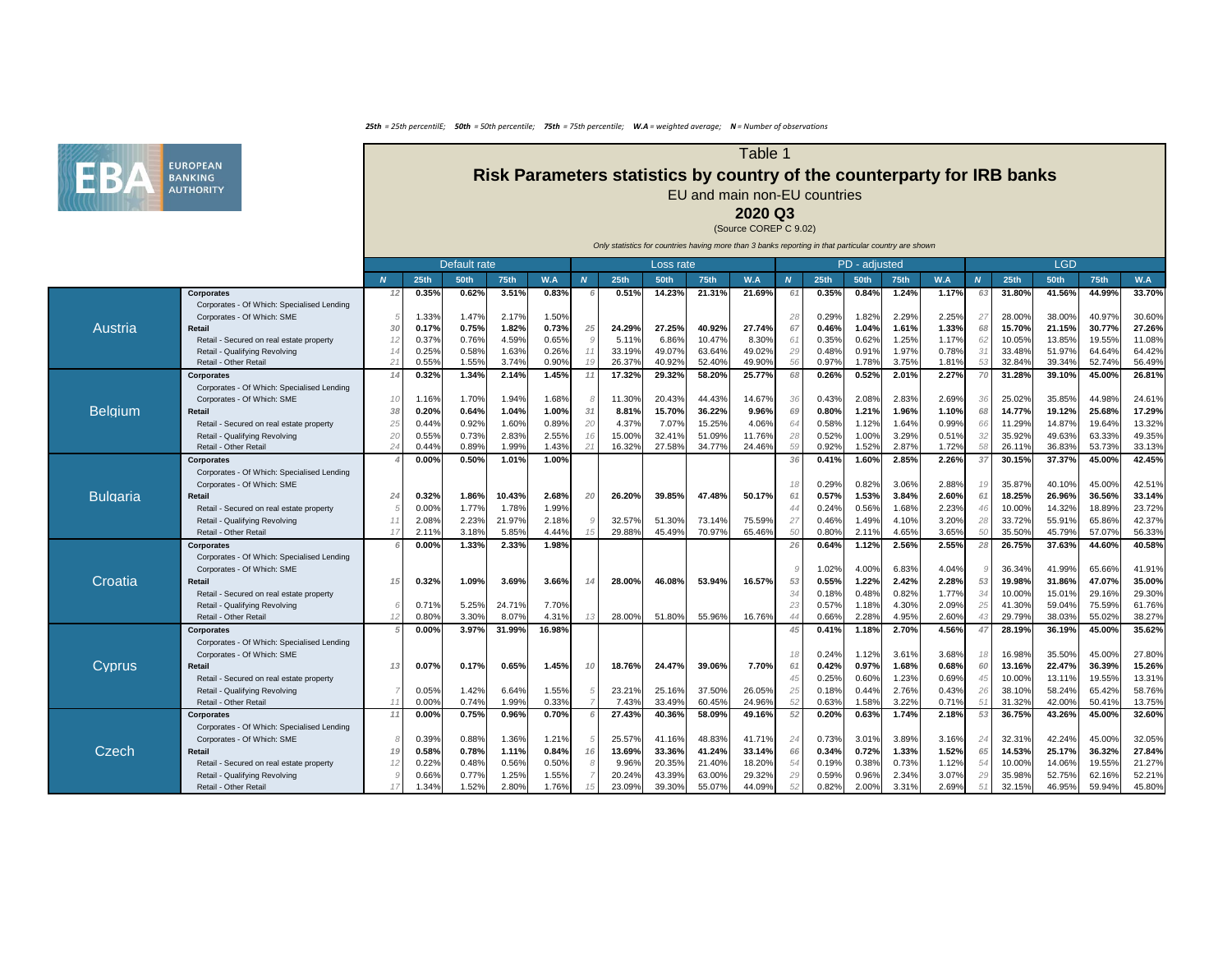*25th* = 25th percentilE; *50th* = 50th percentile; *75th* = 75th percentile; *W.A* = weighted average; *N* = Number of observations

# Table 1

## Risk Parameters statistics by country of the counterparty for IRB banks

EU and main non-EU countries

**2020 Q3**

(Source COREP C 9.02)

*Only statistics for countries having more than 3 banks reporting in that particular country are shown*

| | | Default rate | | | | | Loss rate | | | | | PD - adjusted | | | | | LGD | | | | |
|---|---|---|---|---|---|---|---|---|---|---|---|---|---|---|---|---|---|---|---|---|---|
| | | **N** | **25th** | **50th** | **75th** | **W.A** | **N** | **25th** | **50th** | **75th** | **W.A** | **N** | **25th** | **50th** | **75th** | **W.A** | **N** | **25th** | **50th** | **75th** | **W.A** |
| Austria | **Corporates** | 12 | **0.35%** | **0.62%** | **3.51%** | **0.83%** | 6 | **0.51%** | **14.23%** | **21.31%** | **21.69%** | 61 | **0.35%** | **0.84%** | **1.24%** | **1.17%** | 63 | **31.80%** | **41.56%** | **44.99%** | **33.70%** |
| | Corporates - Of Which: Specialised Lending | | | | | | | | | | | | | | | | | | | | |
| | Corporates - Of Which: SME | 5 | 1.33% | 1.47% | 2.17% | 1.50% | | | | | | 28 | 0.29% | 1.82% | 2.29% | 2.25% | 27 | 28.00% | 38.00% | 40.97% | 30.60% |
| | **Retail** | 30 | **0.17%** | **0.75%** | **1.82%** | **0.73%** | 25 | **24.29%** | **27.25%** | **40.92%** | **27.74%** | 67 | **0.46%** | **1.04%** | **1.61%** | **1.33%** | 68 | **15.70%** | **21.15%** | **30.77%** | **27.26%** |
| | Retail - Secured on real estate property | 12 | 0.37% | 0.76% | 4.59% | 0.65% | 9 | 5.11% | 6.86% | 10.47% | 8.30% | 61 | 0.35% | 0.62% | 1.25% | 1.17% | 62 | 10.05% | 13.85% | 19.55% | 11.08% |
| | Retail - Qualifying Revolving | 14 | 0.25% | 0.58% | 1.63% | 0.26% | 11 | 33.19% | 49.07% | 63.64% | 49.02% | 29 | 0.48% | 0.91% | 1.97% | 0.78% | 31 | 33.48% | 51.97% | 64.64% | 64.42% |
| | Retail - Other Retail | 21 | 0.55% | 1.55% | 3.74% | 0.90% | 19 | 26.37% | 40.92% | 52.40% | 49.90% | 56 | 0.97% | 1.78% | 3.75% | 1.81% | 53 | 32.84% | 39.34% | 52.74% | 56.49% |
| Belgium | **Corporates** | 14 | **0.32%** | **1.34%** | **2.14%** | **1.45%** | 11 | **17.32%** | **29.32%** | **58.20%** | **25.77%** | 68 | **0.26%** | **0.52%** | **2.01%** | **2.27%** | 70 | **31.28%** | **39.10%** | **45.00%** | **26.81%** |
| | Corporates - Of Which: Specialised Lending | | | | | | | | | | | | | | | | | | | | |
| | Corporates - Of Which: SME | 10 | 1.16% | 1.70% | 1.94% | 1.68% | 8 | 11.30% | 20.43% | 44.43% | 14.67% | 36 | 0.43% | 2.08% | 2.83% | 2.69% | 36 | 25.02% | 35.85% | 44.98% | 24.61% |
| | **Retail** | 38 | **0.20%** | **0.64%** | **1.04%** | **1.00%** | 31 | **8.81%** | **15.70%** | **36.22%** | **9.96%** | 69 | **0.80%** | **1.21%** | **1.96%** | **1.10%** | 68 | **14.77%** | **19.12%** | **25.68%** | **17.29%** |
| | Retail - Secured on real estate property | 25 | 0.44% | 0.92% | 1.60% | 0.89% | 20 | 4.37% | 7.07% | 15.25% | 4.06% | 64 | 0.58% | 1.12% | 1.64% | 0.99% | 66 | 11.29% | 14.87% | 19.64% | 13.32% |
| | Retail - Qualifying Revolving | 20 | 0.55% | 0.73% | 2.83% | 2.55% | 16 | 15.00% | 32.41% | 51.09% | 11.76% | 28 | 0.52% | 1.00% | 3.29% | 0.51% | 32 | 35.92% | 49.63% | 63.33% | 49.35% |
| | Retail - Other Retail | 24 | 0.44% | 0.89% | 1.99% | 1.43% | 21 | 16.32% | 27.58% | 34.77% | 24.46% | 59 | 0.92% | 1.52% | 2.87% | 1.72% | 58 | 26.11% | 36.83% | 53.73% | 33.13% |
| Bulgaria | **Corporates** | 4 | **0.00%** | **0.50%** | **1.01%** | **1.00%** | | | | | | 36 | **0.41%** | **1.60%** | **2.85%** | **2.26%** | 37 | **30.15%** | **37.37%** | **45.00%** | **42.45%** |
| | Corporates - Of Which: Specialised Lending | | | | | | | | | | | | | | | | | | | | |
| | Corporates - Of Which: SME | | | | | | | | | | | 18 | 0.29% | 0.82% | 3.06% | 2.88% | 19 | 35.87% | 40.10% | 45.00% | 42.51% |
| | **Retail** | 24 | **0.32%** | **1.86%** | **10.43%** | **2.68%** | 20 | **26.20%** | **39.85%** | **47.48%** | **50.17%** | 61 | **0.57%** | **1.53%** | **3.84%** | **2.60%** | 61 | **18.25%** | **26.96%** | **36.56%** | **33.14%** |
| | Retail - Secured on real estate property | 5 | 0.00% | 1.77% | 1.78% | 1.99% | | | | | | 44 | 0.24% | 0.56% | 1.68% | 2.23% | 46 | 10.00% | 14.32% | 18.89% | 23.72% |
| | Retail - Qualifying Revolving | 11 | 2.08% | 2.23% | 21.97% | 2.18% | 9 | 32.57% | 51.30% | 73.14% | 75.59% | 27 | 0.46% | 1.49% | 4.10% | 3.20% | 28 | 33.72% | 55.91% | 65.86% | 42.37% |
| | Retail - Other Retail | 17 | 2.11% | 3.18% | 5.85% | 4.44% | 15 | 29.88% | 45.49% | 70.97% | 65.46% | 50 | 0.80% | 2.11% | 4.65% | 3.65% | 50 | 35.50% | 45.79% | 57.07% | 56.33% |
| Croatia | **Corporates** | 6 | **0.00%** | **1.33%** | **2.33%** | **1.98%** | | | | | | 26 | **0.64%** | **1.12%** | **2.56%** | **2.55%** | 28 | **26.75%** | **37.63%** | **44.60%** | **40.58%** |
| | Corporates - Of Which: Specialised Lending | | | | | | | | | | | | | | | | | | | | |
| | Corporates - Of Which: SME | | | | | | | | | | | 9 | 1.02% | 4.00% | 6.83% | 4.04% | 9 | 36.34% | 41.99% | 65.66% | 41.91% |
| | **Retail** | 15 | **0.32%** | **1.09%** | **3.69%** | **3.66%** | 14 | **28.00%** | **46.08%** | **53.94%** | **16.57%** | 53 | **0.55%** | **1.22%** | **2.42%** | **2.28%** | 53 | **19.98%** | **31.86%** | **47.07%** | **35.00%** |
| | Retail - Secured on real estate property | | | | | | | | | | | 34 | 0.18% | 0.48% | 0.82% | 1.77% | 34 | 10.00% | 15.01% | 29.16% | 29.30% |
| | Retail - Qualifying Revolving | 6 | 0.71% | 5.25% | 24.71% | 7.70% | | | | | | 23 | 0.57% | 1.18% | 4.30% | 2.09% | 25 | 41.30% | 59.04% | 75.59% | 61.76% |
| | Retail - Other Retail | 12 | 0.80% | 3.30% | 8.07% | 4.31% | 13 | 28.00% | 51.80% | 55.96% | 16.76% | 44 | 0.66% | 2.28% | 4.95% | 2.60% | 43 | 29.79% | 38.03% | 55.02% | 38.27% |
| Cyprus | **Corporates** | 5 | **0.00%** | **3.97%** | **31.99%** | **16.98%** | | | | | | 45 | **0.41%** | **1.18%** | **2.70%** | **4.56%** | 47 | **28.19%** | **36.19%** | **45.00%** | **35.62%** |
| | Corporates - Of Which: Specialised Lending | | | | | | | | | | | | | | | | | | | | |
| | Corporates - Of Which: SME | | | | | | | | | | | 18 | 0.24% | 1.12% | 3.61% | 3.68% | 18 | 16.98% | 35.50% | 45.00% | 27.80% |
| | **Retail** | 13 | **0.07%** | **0.17%** | **0.65%** | **1.45%** | 10 | **18.76%** | **24.47%** | **39.06%** | **7.70%** | 61 | **0.42%** | **0.97%** | **1.68%** | **0.68%** | 60 | **13.16%** | **22.47%** | **36.39%** | **15.26%** |
| | Retail - Secured on real estate property | | | | | | | | | | | 45 | 0.25% | 0.60% | 1.23% | 0.69% | 45 | 10.00% | 13.11% | 19.55% | 13.31% |
| | Retail - Qualifying Revolving | 7 | 0.05% | 1.42% | 6.64% | 1.55% | 5 | 23.21% | 25.16% | 37.50% | 26.05% | 25 | 0.18% | 0.44% | 2.76% | 0.43% | 26 | 38.10% | 58.24% | 65.42% | 58.76% |
| | Retail - Other Retail | 11 | 0.00% | 0.74% | 1.99% | 0.33% | 7 | 7.43% | 33.49% | 60.45% | 24.96% | 52 | 0.63% | 1.58% | 3.22% | 0.71% | 51 | 31.32% | 42.00% | 50.41% | 13.75% |
| Czech | **Corporates** | 11 | **0.00%** | **0.75%** | **0.96%** | **0.70%** | 6 | **27.43%** | **40.36%** | **58.09%** | **49.16%** | 52 | **0.20%** | **0.63%** | **1.74%** | **2.18%** | 53 | **36.75%** | **43.26%** | **45.00%** | **32.60%** |
| | Corporates - Of Which: Specialised Lending | | | | | | | | | | | | | | | | | | | | |
| | Corporates - Of Which: SME | 8 | 0.39% | 0.88% | 1.36% | 1.21% | 5 | 25.57% | 41.16% | 48.83% | 41.71% | 24 | 0.73% | 3.01% | 3.89% | 3.16% | 24 | 32.31% | 42.24% | 45.00% | 32.05% |
| | **Retail** | 19 | **0.58%** | **0.78%** | **1.11%** | **0.84%** | 16 | **13.69%** | **33.36%** | **41.24%** | **33.14%** | 66 | **0.34%** | **0.72%** | **1.33%** | **1.52%** | 65 | **14.53%** | **25.17%** | **36.32%** | **27.84%** |
| | Retail - Secured on real estate property | 12 | 0.22% | 0.48% | 0.56% | 0.50% | 8 | 9.96% | 20.35% | 21.40% | 18.20% | 54 | 0.19% | 0.38% | 0.73% | 1.12% | 54 | 10.00% | 14.06% | 19.55% | 21.27% |
| | Retail - Qualifying Revolving | 9 | 0.66% | 0.77% | 1.25% | 1.55% | 7 | 20.24% | 43.39% | 63.00% | 29.32% | 29 | 0.59% | 0.96% | 2.34% | 3.07% | 29 | 35.98% | 52.75% | 62.16% | 52.21% |
| | Retail - Other Retail | 17 | 1.34% | 1.52% | 2.80% | 1.76% | 15 | 23.09% | 39.30% | 55.07% | 44.09% | 52 | 0.82% | 2.00% | 3.31% | 2.69% | 51 | 32.15% | 46.95% | 59.94% | 45.80% |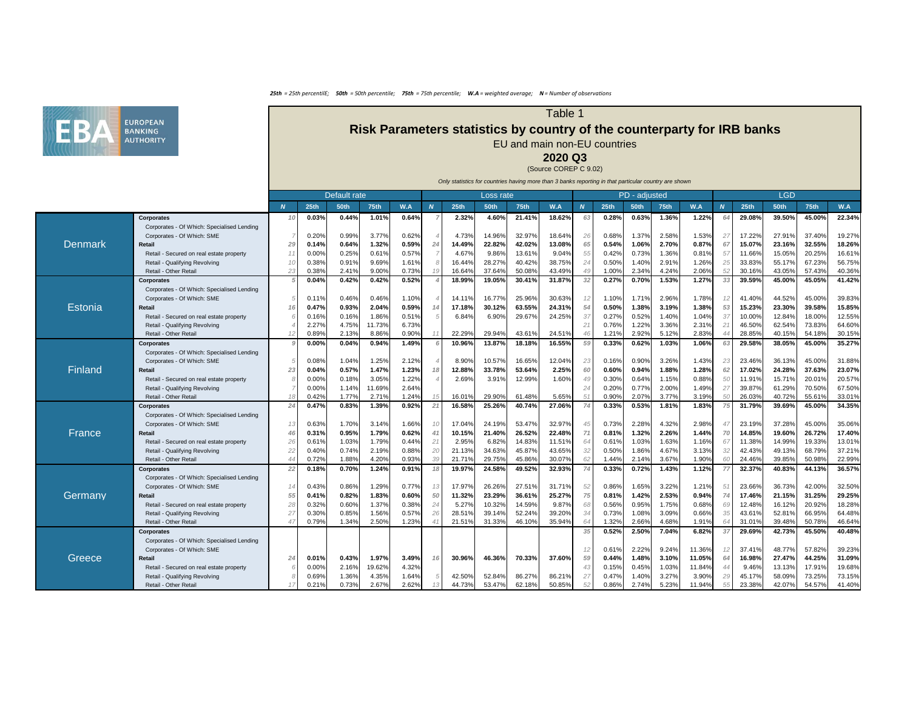*25th* = 25th percentilE; *50th* = 50th percentile; *75th* = 75th percentile; *W.A* = weighted average; *N* = Number of observations

# Table 1

## Risk Parameters statistics by country of the counterparty for IRB banks

EU and main non-EU countries

**2020 Q3**

(Source COREP C 9.02)

*Only statistics for countries having more than 3 banks reporting in that particular country are shown*

| Country | Exposure class | Default rate | | | | | Loss rate | | | | | PD - adjusted | | | | | LGD | | | | |
|---|---|---|---|---|---|---|---|---|---|---|---|---|---|---|---|---|---|---|---|---|---|
| | | N | 25th | 50th | 75th | W.A | N | 25th | 50th | 75th | W.A | N | 25th | 50th | 75th | W.A | N | 25th | 50th | 75th | W.A |
| Denmark | **Corporates** | 10 | **0.03%** | **0.44%** | **1.01%** | **0.64%** | 7 | **2.32%** | **4.60%** | **21.41%** | **18.62%** | 63 | **0.28%** | **0.63%** | **1.36%** | **1.22%** | 64 | **29.08%** | **39.50%** | **45.00%** | **22.34%** |
| | Corporates - Of Which: Specialised Lending | | | | | | | | | | | | | | | | | | | | |
| | Corporates - Of Which: SME | 7 | 0.20% | 0.99% | 3.77% | 0.62% | 4 | 4.73% | 14.96% | 32.97% | 18.64% | 26 | 0.68% | 1.37% | 2.58% | 1.53% | 27 | 17.22% | 27.91% | 37.40% | 19.27% |
| | **Retail** | 29 | **0.14%** | **0.64%** | **1.32%** | **0.59%** | 24 | **14.49%** | **22.82%** | **42.02%** | **13.08%** | 65 | **0.54%** | **1.06%** | **2.70%** | **0.87%** | 67 | **15.07%** | **23.16%** | **32.55%** | **18.26%** |
| | Retail - Secured on real estate property | 11 | 0.00% | 0.25% | 0.61% | 0.57% | 7 | 4.67% | 9.86% | 13.61% | 9.04% | 55 | 0.42% | 0.73% | 1.36% | 0.81% | 57 | 11.66% | 15.05% | 20.25% | 16.61% |
| | Retail - Qualifying Revolving | 10 | 0.38% | 0.91% | 9.69% | 1.61% | 8 | 16.44% | 28.27% | 40.42% | 38.75% | 24 | 0.50% | 1.40% | 2.91% | 1.26% | 25 | 33.83% | 55.17% | 67.23% | 56.75% |
| | Retail - Other Retail | 23 | 0.38% | 2.41% | 9.00% | 0.73% | 19 | 16.64% | 37.64% | 50.08% | 43.49% | 49 | 1.00% | 2.34% | 4.24% | 2.06% | 52 | 30.16% | 43.05% | 57.43% | 40.36% |
| Estonia | **Corporates** | 5 | **0.04%** | **0.42%** | **0.42%** | **0.52%** | 4 | **18.99%** | **19.05%** | **30.41%** | **31.87%** | 32 | **0.27%** | **0.70%** | **1.53%** | **1.27%** | 33 | **39.59%** | **45.00%** | **45.05%** | **41.42%** |
| | Corporates - Of Which: Specialised Lending | | | | | | | | | | | | | | | | | | | | |
| | Corporates - Of Which: SME | 5 | 0.11% | 0.46% | 0.46% | 1.10% | 4 | 14.11% | 16.77% | 25.96% | 30.63% | 12 | 1.10% | 1.71% | 2.96% | 1.78% | 12 | 41.40% | 44.52% | 45.00% | 39.83% |
| | **Retail** | 16 | **0.47%** | **0.93%** | **2.04%** | **0.59%** | 14 | **17.18%** | **30.12%** | **63.55%** | **24.31%** | 54 | **0.50%** | **1.38%** | **3.19%** | **1.38%** | 53 | **15.23%** | **23.30%** | **39.58%** | **15.85%** |
| | Retail - Secured on real estate property | 6 | 0.16% | 0.16% | 1.86% | 0.51% | 5 | 6.84% | 6.90% | 29.67% | 24.25% | 37 | 0.27% | 0.52% | 1.40% | 1.04% | 37 | 10.00% | 12.84% | 18.00% | 12.55% |
| | Retail - Qualifying Revolving | 4 | 2.27% | 4.75% | 11.73% | 6.73% | | | | | | 21 | 0.76% | 1.22% | 3.36% | 2.31% | 21 | 46.50% | 62.54% | 73.83% | 64.60% |
| | Retail - Other Retail | 12 | 0.89% | 2.13% | 8.86% | 0.90% | 11 | 22.29% | 29.94% | 43.61% | 24.51% | 46 | 1.21% | 2.92% | 5.12% | 2.83% | 44 | 28.85% | 40.15% | 54.18% | 30.15% |
| Finland | **Corporates** | 9 | **0.00%** | **0.04%** | **0.94%** | **1.49%** | 6 | **10.96%** | **13.87%** | **18.18%** | **16.55%** | 59 | **0.33%** | **0.62%** | **1.03%** | **1.06%** | 63 | **29.58%** | **38.05%** | **45.00%** | **35.27%** |
| | Corporates - Of Which: Specialised Lending | | | | | | | | | | | | | | | | | | | | |
| | Corporates - Of Which: SME | 5 | 0.08% | 1.04% | 1.25% | 2.12% | 4 | 8.90% | 10.57% | 16.65% | 12.04% | 23 | 0.16% | 0.90% | 3.26% | 1.43% | 23 | 23.46% | 36.13% | 45.00% | 31.88% |
| | **Retail** | 23 | **0.04%** | **0.57%** | **1.47%** | **1.23%** | 18 | **12.88%** | **33.78%** | **53.64%** | **2.25%** | 60 | **0.60%** | **0.94%** | **1.88%** | **1.28%** | 62 | **17.02%** | **24.28%** | **37.63%** | **23.07%** |
| | Retail - Secured on real estate property | 8 | 0.00% | 0.18% | 3.05% | 1.22% | 4 | 2.69% | 3.91% | 12.99% | 1.60% | 49 | 0.30% | 0.64% | 1.15% | 0.88% | 50 | 11.91% | 15.71% | 20.01% | 20.57% |
| | Retail - Qualifying Revolving | 7 | 0.00% | 1.14% | 11.69% | 2.64% | | | | | | 24 | 0.20% | 0.77% | 2.00% | 1.49% | 27 | 39.87% | 61.29% | 70.50% | 67.50% |
| | Retail - Other Retail | 18 | 0.42% | 1.77% | 2.71% | 1.24% | 15 | 16.01% | 29.90% | 61.48% | 5.65% | 51 | 0.90% | 2.07% | 3.77% | 3.19% | 50 | 26.03% | 40.72% | 55.61% | 33.01% |
| France | **Corporates** | 24 | **0.47%** | **0.83%** | **1.39%** | **0.92%** | 21 | **16.58%** | **25.26%** | **40.74%** | **27.06%** | 74 | **0.33%** | **0.53%** | **1.81%** | **1.83%** | 75 | **31.79%** | **39.69%** | **45.00%** | **34.35%** |
| | Corporates - Of Which: Specialised Lending | | | | | | | | | | | | | | | | | | | | |
| | Corporates - Of Which: SME | 13 | 0.63% | 1.70% | 3.14% | 1.66% | 10 | 17.04% | 24.19% | 53.47% | 32.97% | 45 | 0.73% | 2.28% | 4.32% | 2.98% | 47 | 23.19% | 37.28% | 45.00% | 35.06% |
| | **Retail** | 46 | **0.31%** | **0.95%** | **1.79%** | **0.62%** | 41 | **10.15%** | **21.40%** | **26.52%** | **22.48%** | 71 | **0.81%** | **1.32%** | **2.26%** | **1.44%** | 70 | **14.85%** | **19.60%** | **26.72%** | **17.40%** |
| | Retail - Secured on real estate property | 26 | 0.61% | 1.03% | 1.79% | 0.44% | 21 | 2.95% | 6.82% | 14.83% | 11.51% | 64 | 0.61% | 1.03% | 1.63% | 1.16% | 67 | 11.38% | 14.99% | 19.33% | 13.01% |
| | Retail - Qualifying Revolving | 22 | 0.40% | 0.74% | 2.19% | 0.88% | 20 | 21.13% | 34.63% | 45.87% | 43.65% | 32 | 0.50% | 1.86% | 4.67% | 3.13% | 32 | 42.43% | 49.13% | 68.79% | 37.21% |
| | Retail - Other Retail | 44 | 0.72% | 1.88% | 4.20% | 0.93% | 39 | 21.71% | 29.75% | 45.86% | 30.07% | 62 | 1.44% | 2.14% | 3.67% | 1.90% | 60 | 24.46% | 39.85% | 50.98% | 22.99% |
| Germany | **Corporates** | 22 | **0.18%** | **0.70%** | **1.24%** | **0.91%** | 18 | **19.97%** | **24.58%** | **49.52%** | **32.93%** | 74 | **0.33%** | **0.72%** | **1.43%** | **1.12%** | 77 | **32.37%** | **40.83%** | **44.13%** | **36.57%** |
| | Corporates - Of Which: Specialised Lending | | | | | | | | | | | | | | | | | | | | |
| | Corporates - Of Which: SME | 14 | 0.43% | 0.86% | 1.29% | 0.77% | 13 | 17.97% | 26.26% | 27.51% | 31.71% | 52 | 0.86% | 1.65% | 3.22% | 1.21% | 51 | 23.66% | 36.73% | 42.00% | 32.50% |
| | **Retail** | 55 | **0.41%** | **0.82%** | **1.83%** | **0.60%** | 50 | **11.32%** | **23.29%** | **36.61%** | **25.27%** | 75 | **0.81%** | **1.42%** | **2.53%** | **0.94%** | 74 | **17.46%** | **21.15%** | **31.25%** | **29.25%** |
| | Retail - Secured on real estate property | 28 | 0.32% | 0.60% | 1.37% | 0.38% | 24 | 5.27% | 10.32% | 14.59% | 9.87% | 68 | 0.56% | 0.95% | 1.75% | 0.68% | 69 | 12.48% | 16.12% | 20.92% | 18.28% |
| | Retail - Qualifying Revolving | 27 | 0.30% | 0.85% | 1.56% | 0.57% | 26 | 28.51% | 39.14% | 52.24% | 39.20% | 34 | 0.73% | 1.08% | 3.09% | 0.66% | 35 | 43.61% | 52.81% | 66.95% | 64.48% |
| | Retail - Other Retail | 47 | 0.79% | 1.34% | 2.50% | 1.23% | 41 | 21.51% | 31.33% | 46.10% | 35.94% | 64 | 1.32% | 2.66% | 4.68% | 1.91% | 64 | 31.01% | 39.48% | 50.78% | 46.64% |
| Greece | **Corporates** | | | | | | | | | | | 35 | **0.52%** | **2.50%** | **7.04%** | **6.82%** | 37 | **29.69%** | **42.73%** | **45.50%** | **40.48%** |
| | Corporates - Of Which: Specialised Lending | | | | | | | | | | | | | | | | | | | | |
| | Corporates - Of Which: SME | | | | | | | | | | | 12 | 0.61% | 2.22% | 9.24% | 11.36% | 12 | 37.41% | 48.77% | 57.82% | 39.23% |
| | **Retail** | 24 | **0.01%** | **0.43%** | **1.97%** | **3.49%** | 16 | **30.96%** | **46.36%** | **70.33%** | **37.60%** | 59 | **0.44%** | **1.48%** | **3.10%** | **11.05%** | 64 | **16.98%** | **27.47%** | **44.25%** | **31.09%** |
| | Retail - Secured on real estate property | 6 | 0.00% | 2.16% | 19.62% | 4.32% | | | | | | 43 | 0.15% | 0.45% | 1.03% | 11.84% | 44 | 9.46% | 13.13% | 17.91% | 19.68% |
| | Retail - Qualifying Revolving | 8 | 0.69% | 1.36% | 4.35% | 1.64% | 5 | 42.50% | 52.84% | 86.27% | 86.21% | 27 | 0.47% | 1.40% | 3.27% | 3.90% | 29 | 45.17% | 58.09% | 73.25% | 73.15% |
| | Retail - Other Retail | 17 | 0.21% | 0.73% | 2.67% | 2.62% | 13 | 44.73% | 53.47% | 62.18% | 50.85% | 52 | 0.86% | 2.74% | 5.23% | 11.94% | 55 | 23.38% | 42.07% | 54.57% | 41.40% |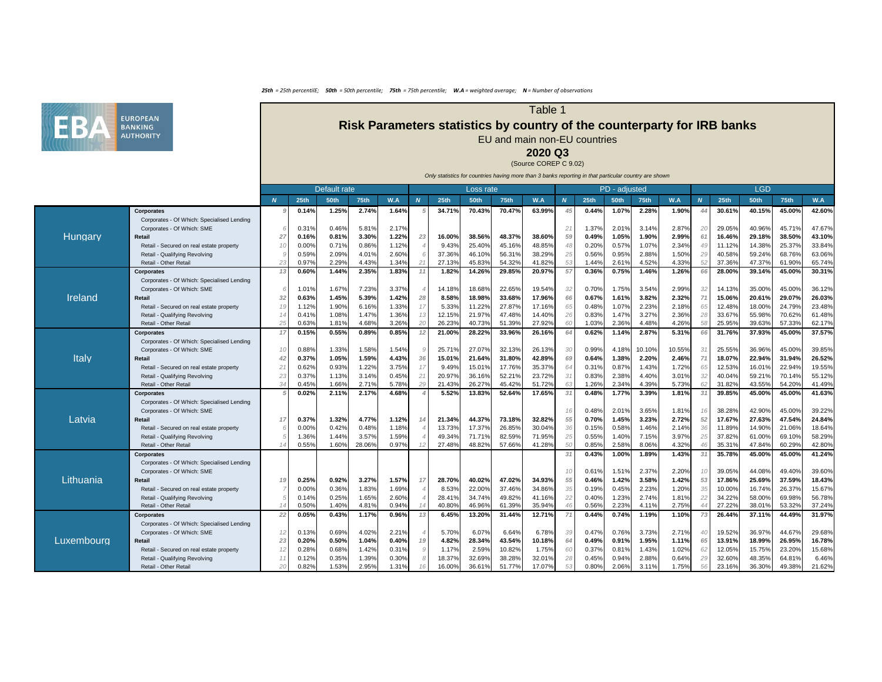*25th = 25th percentilE; 50th = 50th percentile; 75th = 75th percentile; W.A = weighted average; N = Number of observations*

# Table 1

## Risk Parameters statistics by country of the counterparty for IRB banks

EU and main non-EU countries

**2020 Q3**

(Source COREP C 9.02)

*Only statistics for countries having more than 3 banks reporting in that particular country are shown*

| Country | Exposure class | Default rate | | | | | Loss rate | | | | | PD - adjusted | | | | | LGD | | | | |
|---|---|---|---|---|---|---|---|---|---|---|---|---|---|---|---|---|---|---|---|---|---|
| | | N | 25th | 50th | 75th | W.A | N | 25th | 50th | 75th | W.A | N | 25th | 50th | 75th | W.A | N | 25th | 50th | 75th | W.A |
| Hungary | **Corporates** | 9 | **0.14%** | **1.25%** | **2.74%** | **1.64%** | 5 | **34.71%** | **70.43%** | **70.47%** | **63.99%** | 45 | **0.44%** | **1.07%** | **2.28%** | **1.90%** | 44 | **30.61%** | **40.15%** | **45.00%** | **42.60%** |
| | Corporates - Of Which: Specialised Lending | | | | | | | | | | | | | | | | | | | | |
| | Corporates - Of Which: SME | 6 | 0.31% | 0.46% | 5.81% | 2.17% | | | | | | 21 | 1.37% | 2.01% | 3.14% | 2.87% | 20 | 29.05% | 40.96% | 45.71% | 47.67% |
| | **Retail** | 27 | **0.16%** | **0.81%** | **3.30%** | **1.22%** | 23 | **16.00%** | **38.56%** | **48.37%** | **38.60%** | 59 | **0.49%** | **1.05%** | **1.90%** | **2.99%** | 61 | **16.46%** | **29.18%** | **38.50%** | **43.10%** |
| | Retail - Secured on real estate property | 10 | 0.00% | 0.71% | 0.86% | 1.12% | 4 | 9.43% | 25.40% | 45.16% | 48.85% | 48 | 0.20% | 0.57% | 1.07% | 2.34% | 49 | 11.12% | 14.38% | 25.37% | 33.84% |
| | Retail - Qualifying Revolving | 9 | 0.59% | 2.09% | 4.01% | 2.60% | 6 | 37.36% | 46.10% | 56.31% | 38.29% | 25 | 0.56% | 0.95% | 2.88% | 1.50% | 29 | 40.58% | 59.24% | 68.76% | 63.06% |
| | Retail - Other Retail | 23 | 0.97% | 2.29% | 4.43% | 1.34% | 21 | 27.13% | 45.83% | 54.32% | 41.82% | 53 | 1.44% | 2.61% | 4.52% | 4.33% | 52 | 37.36% | 47.37% | 61.90% | 65.74% |
| Ireland | **Corporates** | 13 | **0.60%** | **1.44%** | **2.35%** | **1.83%** | 11 | **1.82%** | **14.26%** | **29.85%** | **20.97%** | 57 | **0.36%** | **0.75%** | **1.46%** | **1.26%** | 66 | **28.00%** | **39.14%** | **45.00%** | **30.31%** |
| | Corporates - Of Which: Specialised Lending | | | | | | | | | | | | | | | | | | | | |
| | Corporates - Of Which: SME | 6 | 1.01% | 1.67% | 7.23% | 3.37% | 4 | 14.18% | 18.68% | 22.65% | 19.54% | 32 | 0.70% | 1.75% | 3.54% | 2.99% | 32 | 14.13% | 35.00% | 45.00% | 36.12% |
| | **Retail** | 32 | **0.63%** | **1.45%** | **5.39%** | **1.42%** | 28 | **8.58%** | **18.98%** | **33.68%** | **17.96%** | 66 | **0.67%** | **1.61%** | **3.82%** | **2.32%** | 71 | **15.06%** | **20.61%** | **29.07%** | **26.03%** |
| | Retail - Secured on real estate property | 19 | 1.12% | 1.90% | 6.16% | 1.33% | 17 | 5.33% | 11.22% | 27.87% | 17.16% | 65 | 0.48% | 1.07% | 2.23% | 2.18% | 65 | 12.48% | 18.00% | 24.79% | 23.48% |
| | Retail - Qualifying Revolving | 14 | 0.41% | 1.08% | 1.47% | 1.36% | 13 | 12.15% | 21.97% | 47.48% | 14.40% | 26 | 0.83% | 1.47% | 3.27% | 2.36% | 28 | 33.67% | 55.98% | 70.62% | 61.48% |
| | Retail - Other Retail | 25 | 0.63% | 1.81% | 4.68% | 3.26% | 20 | 26.23% | 40.73% | 51.39% | 27.92% | 60 | 1.03% | 2.36% | 4.48% | 4.26% | 58 | 25.95% | 39.63% | 57.33% | 62.17% |
| Italy | **Corporates** | 17 | **0.15%** | **0.55%** | **0.89%** | **0.85%** | 12 | **21.00%** | **28.22%** | **33.96%** | **26.16%** | 64 | **0.62%** | **1.14%** | **2.87%** | **5.31%** | 66 | **31.76%** | **37.93%** | **45.00%** | **37.57%** |
| | Corporates - Of Which: Specialised Lending | | | | | | | | | | | | | | | | | | | | |
| | Corporates - Of Which: SME | 10 | 0.88% | 1.33% | 1.58% | 1.54% | 9 | 25.71% | 27.07% | 32.13% | 26.13% | 30 | 0.99% | 4.18% | 10.10% | 10.55% | 31 | 25.55% | 36.96% | 45.00% | 39.85% |
| | **Retail** | 42 | **0.37%** | **1.05%** | **1.59%** | **4.43%** | 36 | **15.01%** | **21.64%** | **31.80%** | **42.89%** | 69 | **0.64%** | **1.38%** | **2.20%** | **2.46%** | 71 | **18.07%** | **22.94%** | **31.94%** | **26.52%** |
| | Retail - Secured on real estate property | 21 | 0.62% | 0.93% | 1.22% | 3.75% | 17 | 9.49% | 15.01% | 17.76% | 35.37% | 64 | 0.31% | 0.87% | 1.43% | 1.72% | 65 | 12.53% | 16.01% | 22.94% | 19.55% |
| | Retail - Qualifying Revolving | 23 | 0.37% | 1.13% | 3.14% | 0.45% | 21 | 20.97% | 36.16% | 52.21% | 23.72% | 31 | 0.83% | 2.38% | 4.40% | 3.01% | 32 | 40.04% | 59.21% | 70.14% | 55.12% |
| | Retail - Other Retail | 34 | 0.45% | 1.66% | 2.71% | 5.78% | 29 | 21.43% | 26.27% | 45.42% | 51.72% | 63 | 1.26% | 2.34% | 4.39% | 5.73% | 62 | 31.82% | 43.55% | 54.20% | 41.49% |
| Latvia | **Corporates** | 5 | **0.02%** | **2.11%** | **2.17%** | **4.68%** | 4 | **5.52%** | **13.83%** | **52.64%** | **17.65%** | 31 | **0.48%** | **1.77%** | **3.39%** | **1.81%** | 31 | **39.85%** | **45.00%** | **45.00%** | **41.63%** |
| | Corporates - Of Which: Specialised Lending | | | | | | | | | | | | | | | | | | | | |
| | Corporates - Of Which: SME | | | | | | | | | | | 16 | 0.48% | 2.01% | 3.65% | 1.81% | 16 | 38.28% | 42.90% | 45.00% | 39.22% |
| | **Retail** | 17 | **0.37%** | **1.32%** | **4.77%** | **1.12%** | 14 | **21.34%** | **44.37%** | **73.18%** | **32.82%** | 55 | **0.70%** | **1.45%** | **3.23%** | **2.72%** | 52 | **17.67%** | **27.63%** | **47.54%** | **24.84%** |
| | Retail - Secured on real estate property | 6 | 0.00% | 0.42% | 0.48% | 1.18% | 4 | 13.73% | 17.37% | 26.85% | 30.04% | 36 | 0.15% | 0.58% | 1.46% | 2.14% | 36 | 11.89% | 14.90% | 21.06% | 18.64% |
| | Retail - Qualifying Revolving | 5 | 1.36% | 1.44% | 3.57% | 1.59% | 4 | 49.34% | 71.71% | 82.59% | 71.95% | 25 | 0.55% | 1.40% | 7.15% | 3.97% | 25 | 37.82% | 61.00% | 69.10% | 58.29% |
| | Retail - Other Retail | 14 | 0.55% | 1.60% | 28.06% | 0.97% | 12 | 27.48% | 48.82% | 57.66% | 41.28% | 50 | 0.85% | 2.58% | 8.06% | 4.32% | 46 | 35.31% | 47.84% | 60.29% | 42.80% |
| Lithuania | **Corporates** | | | | | | | | | | | 31 | **0.43%** | **1.00%** | **1.89%** | **1.43%** | 31 | **35.78%** | **45.00%** | **45.00%** | **41.24%** |
| | Corporates - Of Which: Specialised Lending | | | | | | | | | | | | | | | | | | | | |
| | Corporates - Of Which: SME | | | | | | | | | | | 10 | 0.61% | 1.51% | 2.37% | 2.20% | 10 | 39.05% | 44.08% | 49.40% | 39.60% |
| | **Retail** | 19 | **0.25%** | **0.92%** | **3.27%** | **1.57%** | 17 | **28.70%** | **40.02%** | **47.02%** | **34.93%** | 55 | **0.46%** | **1.42%** | **3.58%** | **1.42%** | 53 | **17.86%** | **25.69%** | **37.59%** | **18.43%** |
| | Retail - Secured on real estate property | 7 | 0.00% | 0.36% | 1.83% | 1.69% | 4 | 8.53% | 22.00% | 37.46% | 34.86% | 35 | 0.19% | 0.45% | 2.23% | 1.20% | 35 | 10.00% | 16.74% | 26.37% | 15.67% |
| | Retail - Qualifying Revolving | 5 | 0.14% | 0.25% | 1.65% | 2.60% | 4 | 28.41% | 34.74% | 49.82% | 41.16% | 22 | 0.40% | 1.23% | 2.74% | 1.81% | 22 | 34.22% | 58.00% | 69.98% | 56.78% |
| | Retail - Other Retail | 14 | 0.50% | 1.40% | 4.81% | 0.94% | 14 | 40.80% | 46.96% | 61.39% | 35.94% | 46 | 0.56% | 2.23% | 4.11% | 2.75% | 44 | 27.22% | 38.01% | 53.32% | 37.24% |
| Luxembourg | **Corporates** | 22 | **0.05%** | **0.43%** | **1.17%** | **0.96%** | 13 | **6.45%** | **13.20%** | **31.44%** | **12.71%** | 71 | **0.44%** | **0.74%** | **1.19%** | **1.10%** | 73 | **26.44%** | **37.11%** | **44.49%** | **31.97%** |
| | Corporates - Of Which: Specialised Lending | | | | | | | | | | | | | | | | | | | | |
| | Corporates - Of Which: SME | 12 | 0.13% | 0.69% | 4.02% | 2.21% | 4 | 5.70% | 6.07% | 6.64% | 6.78% | 39 | 0.47% | 0.76% | 3.73% | 2.71% | 40 | 19.52% | 36.97% | 44.67% | 29.68% |
| | **Retail** | 23 | **0.20%** | **0.50%** | **1.04%** | **0.40%** | 19 | **4.82%** | **28.34%** | **43.54%** | **10.18%** | 64 | **0.49%** | **0.91%** | **1.95%** | **1.11%** | 65 | **13.91%** | **18.99%** | **26.95%** | **16.78%** |
| | Retail - Secured on real estate property | 12 | 0.28% | 0.68% | 1.42% | 0.31% | 9 | 1.17% | 2.59% | 10.82% | 1.75% | 60 | 0.37% | 0.81% | 1.43% | 1.02% | 62 | 12.05% | 15.75% | 23.20% | 15.68% |
| | Retail - Qualifying Revolving | 11 | 0.12% | 0.35% | 1.39% | 0.30% | 8 | 18.37% | 32.69% | 38.28% | 32.01% | 28 | 0.45% | 0.94% | 2.88% | 0.64% | 29 | 32.60% | 48.35% | 64.81% | 6.46% |
| | Retail - Other Retail | 20 | 0.82% | 1.53% | 2.95% | 1.31% | 16 | 16.00% | 36.61% | 51.77% | 17.07% | 53 | 0.80% | 2.06% | 3.11% | 1.75% | 56 | 23.16% | 36.30% | 49.38% | 21.62% |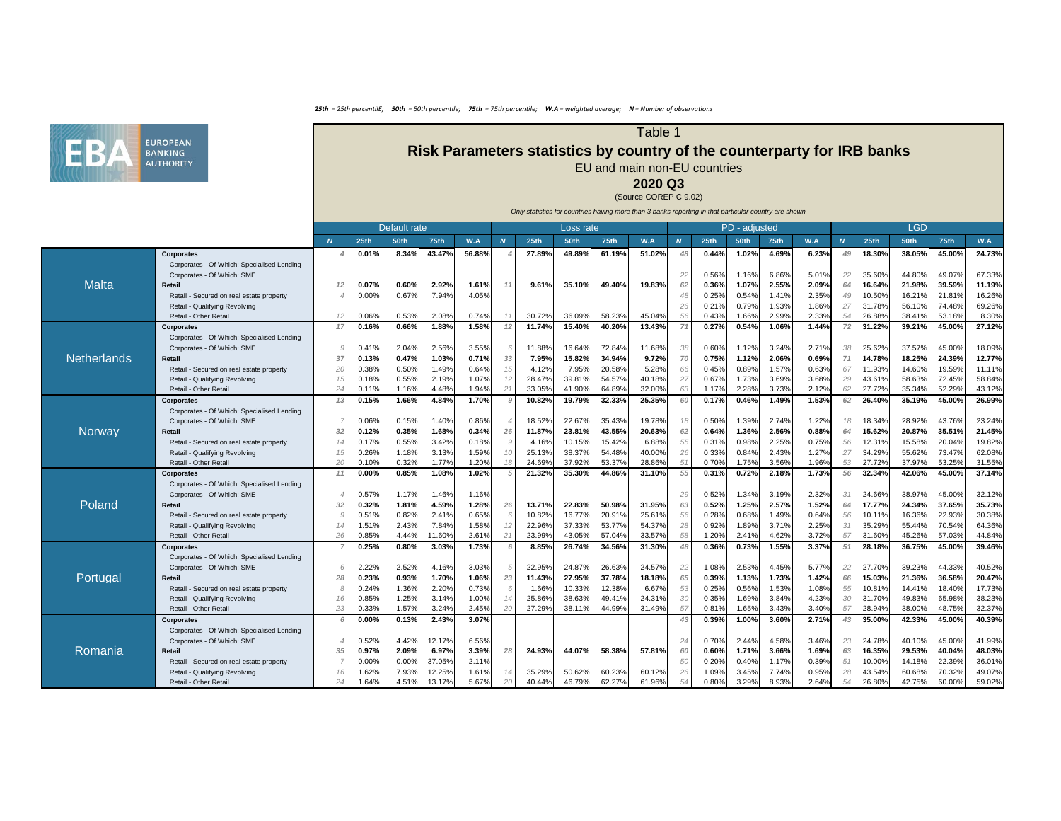*25th = 25th percentilE; 50th = 50th percentile; 75th = 75th percentile; W.A = weighted average; N = Number of observations*

# Table 1

## Risk Parameters statistics by country of the counterparty for IRB banks

EU and main non-EU countries

**2020 Q3**

(Source COREP C 9.02)

*Only statistics for countries having more than 3 banks reporting in that particular country are shown*

| Country | Exposure class | Default rate | | | | | Loss rate | | | | | PD - adjusted | | | | | LGD | | | | |
|---|---|---|---|---|---|---|---|---|---|---|---|---|---|---|---|---|---|---|---|---|---|
| | | N | 25th | 50th | 75th | W.A | N | 25th | 50th | 75th | W.A | N | 25th | 50th | 75th | W.A | N | 25th | 50th | 75th | W.A |
| Malta | **Corporates** | 4 | **0.01%** | **8.34%** | **43.47%** | **56.88%** | 4 | **27.89%** | **49.89%** | **61.19%** | **51.02%** | 48 | **0.44%** | **1.02%** | **4.69%** | **6.23%** | 49 | **18.30%** | **38.05%** | **45.00%** | **24.73%** |
| | Corporates - Of Which: Specialised Lending | | | | | | | | | | | | | | | | | | | | |
| | Corporates - Of Which: SME | | | | | | | | | | | 22 | 0.56% | 1.16% | 6.86% | 5.01% | 22 | 35.60% | 44.80% | 49.07% | 67.33% |
| | **Retail** | 12 | **0.07%** | **0.60%** | **2.92%** | **1.61%** | 11 | **9.61%** | **35.10%** | **49.40%** | **19.83%** | 62 | **0.36%** | **1.07%** | **2.55%** | **2.09%** | 64 | **16.64%** | **21.98%** | **39.59%** | **11.19%** |
| | Retail - Secured on real estate property | 4 | 0.00% | 0.67% | 7.94% | 4.05% | | | | | | 48 | 0.25% | 0.54% | 1.41% | 2.35% | 49 | 10.50% | 16.21% | 21.81% | 16.26% |
| | Retail - Qualifying Revolving | | | | | | | | | | | 26 | 0.21% | 0.79% | 1.93% | 1.86% | 27 | 31.78% | 56.10% | 74.48% | 69.26% |
| | Retail - Other Retail | 12 | 0.06% | 0.53% | 2.08% | 0.74% | 11 | 30.72% | 36.09% | 58.23% | 45.04% | 56 | 0.43% | 1.66% | 2.99% | 2.33% | 54 | 26.88% | 38.41% | 53.18% | 8.30% |
| Netherlands | **Corporates** | 17 | **0.16%** | **0.66%** | **1.88%** | **1.58%** | 12 | **11.74%** | **15.40%** | **40.20%** | **13.43%** | 71 | **0.27%** | **0.54%** | **1.06%** | **1.44%** | 72 | **31.22%** | **39.21%** | **45.00%** | **27.12%** |
| | Corporates - Of Which: Specialised Lending | | | | | | | | | | | | | | | | | | | | |
| | Corporates - Of Which: SME | 9 | 0.41% | 2.04% | 2.56% | 3.55% | 6 | 11.88% | 16.64% | 72.84% | 11.68% | 38 | 0.60% | 1.12% | 3.24% | 2.71% | 38 | 25.62% | 37.57% | 45.00% | 18.09% |
| | **Retail** | 37 | **0.13%** | **0.47%** | **1.03%** | **0.71%** | 33 | **7.95%** | **15.82%** | **34.94%** | **9.72%** | 70 | **0.75%** | **1.12%** | **2.06%** | **0.69%** | 71 | **14.78%** | **18.25%** | **24.39%** | **12.77%** |
| | Retail - Secured on real estate property | 20 | 0.38% | 0.50% | 1.49% | 0.64% | 15 | 4.12% | 7.95% | 20.58% | 5.28% | 66 | 0.45% | 0.89% | 1.57% | 0.63% | 67 | 11.93% | 14.60% | 19.59% | 11.11% |
| | Retail - Qualifying Revolving | 15 | 0.18% | 0.55% | 2.19% | 1.07% | 12 | 28.47% | 39.81% | 54.57% | 40.18% | 27 | 0.67% | 1.73% | 3.69% | 3.68% | 29 | 43.61% | 58.63% | 72.45% | 58.84% |
| | Retail - Other Retail | 24 | 0.11% | 1.16% | 4.48% | 1.94% | 21 | 33.05% | 41.90% | 64.89% | 32.00% | 63 | 1.17% | 2.28% | 3.73% | 2.12% | 62 | 27.72% | 35.34% | 52.29% | 43.12% |
| Norway | **Corporates** | 13 | **0.15%** | **1.66%** | **4.84%** | **1.70%** | 9 | **10.82%** | **19.79%** | **32.33%** | **25.35%** | 60 | **0.17%** | **0.46%** | **1.49%** | **1.53%** | 62 | **26.40%** | **35.19%** | **45.00%** | **26.99%** |
| | Corporates - Of Which: Specialised Lending | | | | | | | | | | | | | | | | | | | | |
| | Corporates - Of Which: SME | 7 | 0.06% | 0.15% | 1.40% | 0.86% | 4 | 18.52% | 22.67% | 35.43% | 19.78% | 18 | 0.50% | 1.39% | 2.74% | 1.22% | 18 | 18.34% | 28.92% | 43.76% | 23.24% |
| | **Retail** | 32 | **0.12%** | **0.35%** | **1.68%** | **0.34%** | 26 | **11.87%** | **23.81%** | **43.55%** | **20.63%** | 62 | **0.64%** | **1.36%** | **2.56%** | **0.88%** | 64 | **15.62%** | **20.87%** | **35.51%** | **21.45%** |
| | Retail - Secured on real estate property | 14 | 0.17% | 0.55% | 3.42% | 0.18% | 9 | 4.16% | 10.15% | 15.42% | 6.88% | 55 | 0.31% | 0.98% | 2.25% | 0.75% | 56 | 12.31% | 15.58% | 20.04% | 19.82% |
| | Retail - Qualifying Revolving | 15 | 0.26% | 1.18% | 3.13% | 1.59% | 10 | 25.13% | 38.37% | 54.48% | 40.00% | 26 | 0.33% | 0.84% | 2.43% | 1.27% | 27 | 34.29% | 55.62% | 73.47% | 62.08% |
| | Retail - Other Retail | 20 | 0.10% | 0.32% | 1.77% | 1.20% | 18 | 24.69% | 37.92% | 53.37% | 28.86% | 51 | 0.70% | 1.75% | 3.56% | 1.96% | 53 | 27.72% | 37.97% | 53.25% | 31.55% |
| Poland | **Corporates** | 11 | **0.00%** | **0.85%** | **1.08%** | **1.02%** | 5 | **21.32%** | **35.30%** | **44.86%** | **31.10%** | 55 | **0.31%** | **0.72%** | **2.18%** | **1.73%** | 56 | **32.34%** | **42.06%** | **45.00%** | **37.14%** |
| | Corporates - Of Which: Specialised Lending | | | | | | | | | | | | | | | | | | | | |
| | Corporates - Of Which: SME | 4 | 0.57% | 1.17% | 1.46% | 1.16% | | | | | | 29 | 0.52% | 1.34% | 3.19% | 2.32% | 31 | 24.66% | 38.97% | 45.00% | 32.12% |
| | **Retail** | 32 | **0.32%** | **1.81%** | **4.59%** | **1.28%** | 26 | **13.71%** | **22.83%** | **50.98%** | **31.95%** | 63 | **0.52%** | **1.25%** | **2.57%** | **1.52%** | 64 | **17.77%** | **24.34%** | **37.65%** | **35.73%** |
| | Retail - Secured on real estate property | 9 | 0.51% | 0.82% | 2.41% | 0.65% | 6 | 10.82% | 16.77% | 20.91% | 25.61% | 56 | 0.28% | 0.68% | 1.49% | 0.64% | 56 | 10.11% | 16.36% | 22.93% | 30.38% |
| | Retail - Qualifying Revolving | 14 | 1.51% | 2.43% | 7.84% | 1.58% | 12 | 22.96% | 37.33% | 53.77% | 54.37% | 28 | 0.92% | 1.89% | 3.71% | 2.25% | 31 | 35.29% | 55.44% | 70.54% | 64.36% |
| | Retail - Other Retail | 26 | 0.85% | 4.44% | 11.60% | 2.61% | 21 | 23.99% | 43.05% | 57.04% | 33.57% | 58 | 1.20% | 2.41% | 4.62% | 3.72% | 57 | 31.60% | 45.26% | 57.03% | 44.84% |
| Portugal | **Corporates** | 7 | **0.25%** | **0.80%** | **3.03%** | **1.73%** | 6 | **8.85%** | **26.74%** | **34.56%** | **31.30%** | 48 | **0.36%** | **0.73%** | **1.55%** | **3.37%** | 51 | **28.18%** | **36.75%** | **45.00%** | **39.46%** |
| | Corporates - Of Which: Specialised Lending | | | | | | | | | | | | | | | | | | | | |
| | Corporates - Of Which: SME | 6 | 2.22% | 2.52% | 4.16% | 3.03% | 5 | 22.95% | 24.87% | 26.63% | 24.57% | 22 | 1.08% | 2.53% | 4.45% | 5.77% | 22 | 27.70% | 39.23% | 44.33% | 40.52% |
| | **Retail** | 28 | **0.23%** | **0.93%** | **1.70%** | **1.06%** | 23 | **11.43%** | **27.95%** | **37.78%** | **18.18%** | 65 | **0.39%** | **1.13%** | **1.73%** | **1.42%** | 66 | **15.03%** | **21.36%** | **36.58%** | **20.47%** |
| | Retail - Secured on real estate property | 8 | 0.24% | 1.36% | 2.20% | 0.73% | 6 | 1.66% | 10.33% | 12.38% | 6.67% | 53 | 0.25% | 0.56% | 1.53% | 1.08% | 55 | 10.81% | 14.41% | 18.40% | 17.73% |
| | Retail - Qualifying Revolving | 16 | 0.85% | 1.25% | 3.14% | 1.00% | 14 | 25.86% | 38.63% | 49.41% | 24.31% | 30 | 0.35% | 1.69% | 3.84% | 4.23% | 30 | 31.70% | 49.83% | 65.98% | 38.23% |
| | Retail - Other Retail | 23 | 0.33% | 1.57% | 3.24% | 2.45% | 20 | 27.29% | 38.11% | 44.99% | 31.49% | 57 | 0.81% | 1.65% | 3.43% | 3.40% | 57 | 28.94% | 38.00% | 48.75% | 32.37% |
| Romania | **Corporates** | 6 | **0.00%** | **0.13%** | **2.43%** | **3.07%** | | | | | | 43 | **0.39%** | **1.00%** | **3.60%** | **2.71%** | 43 | **35.00%** | **42.33%** | **45.00%** | **40.39%** |
| | Corporates - Of Which: Specialised Lending | | | | | | | | | | | | | | | | | | | | |
| | Corporates - Of Which: SME | 4 | 0.52% | 4.42% | 12.17% | 6.56% | | | | | | 24 | 0.70% | 2.44% | 4.58% | 3.46% | 23 | 24.78% | 40.10% | 45.00% | 41.99% |
| | **Retail** | 35 | **0.97%** | **2.09%** | **6.97%** | **3.39%** | 28 | **24.93%** | **44.07%** | **58.38%** | **57.81%** | 60 | **0.60%** | **1.71%** | **3.66%** | **1.69%** | 63 | **16.35%** | **29.53%** | **40.04%** | **48.03%** |
| | Retail - Secured on real estate property | 7 | 0.00% | 0.00% | 37.05% | 2.11% | | | | | | 50 | 0.20% | 0.40% | 1.17% | 0.39% | 51 | 10.00% | 14.18% | 22.39% | 36.01% |
| | Retail - Qualifying Revolving | 16 | 1.62% | 7.93% | 12.25% | 1.61% | 14 | 35.29% | 50.62% | 60.23% | 60.12% | 26 | 1.09% | 3.45% | 7.74% | 0.95% | 28 | 43.54% | 60.68% | 70.32% | 49.07% |
| | Retail - Other Retail | 24 | 1.64% | 4.51% | 13.17% | 5.67% | 20 | 40.44% | 46.79% | 62.27% | 61.96% | 54 | 0.80% | 3.29% | 8.93% | 2.64% | 54 | 26.80% | 42.75% | 60.00% | 59.02% |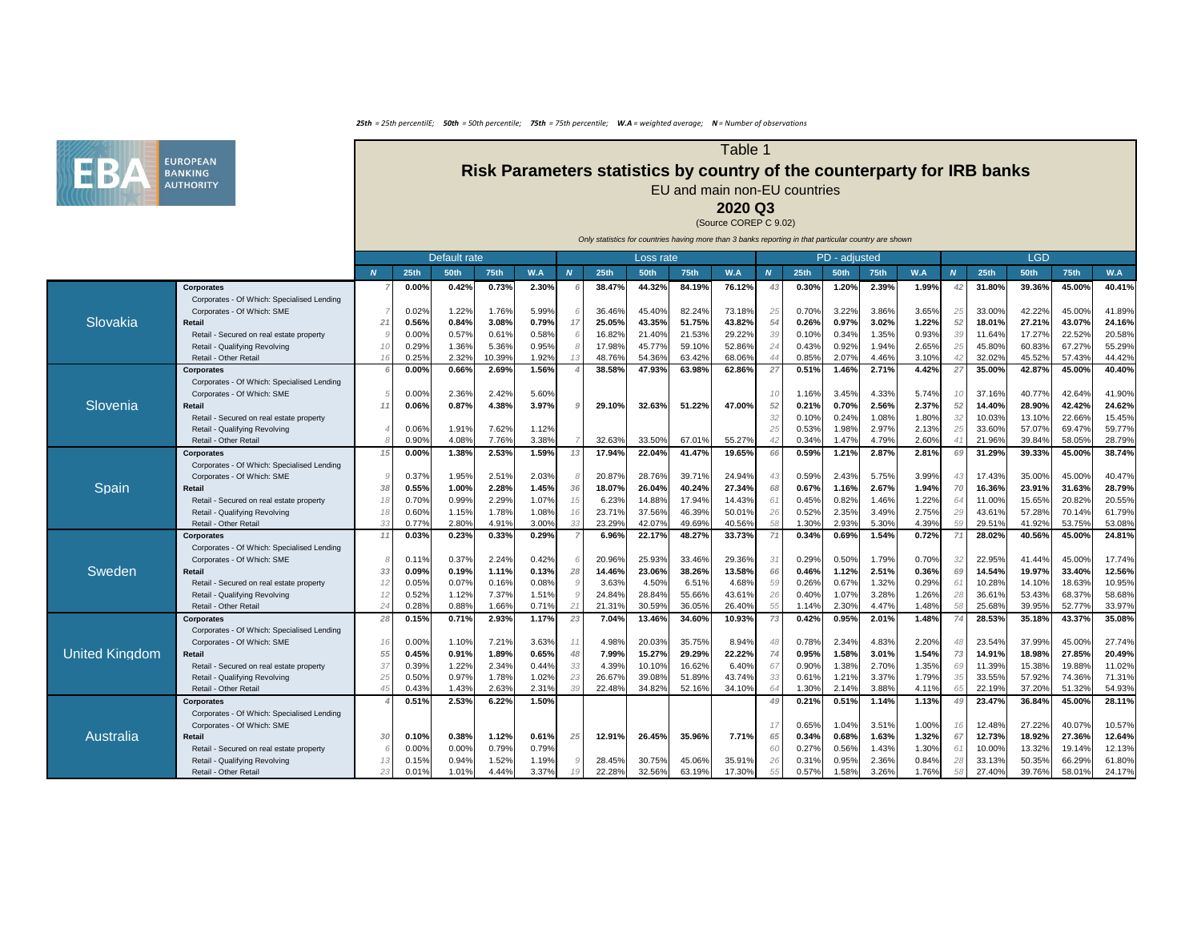*25th = 25th percentilE; 50th = 50th percentile; 75th = 75th percentile; W.A = weighted average; N = Number of observations*

# Table 1

## Risk Parameters statistics by country of the counterparty for IRB banks

EU and main non-EU countries

**2020 Q3**

(Source COREP C 9.02)

*Only statistics for countries having more than 3 banks reporting in that particular country are shown*

| | | Default rate | | | | | Loss rate | | | | | PD - adjusted | | | | | LGD | | | | |
|---|---|---|---|---|---|---|---|---|---|---|---|---|---|---|---|---|---|---|---|---|---|
| | | N | 25th | 50th | 75th | W.A | N | 25th | 50th | 75th | W.A | N | 25th | 50th | 75th | W.A | N | 25th | 50th | 75th | W.A |
| Slovakia | **Corporates** | 7 | **0.00%** | **0.42%** | **0.73%** | **2.30%** | 6 | **38.47%** | **44.32%** | **84.19%** | **76.12%** | 43 | **0.30%** | **1.20%** | **2.39%** | **1.99%** | 42 | **31.80%** | **39.36%** | **45.00%** | **40.41%** |
| | Corporates - Of Which: Specialised Lending | | | | | | | | | | | | | | | | | | | | |
| | Corporates - Of Which: SME | 7 | 0.02% | 1.22% | 1.76% | 5.99% | 6 | 36.46% | 45.40% | 82.24% | 73.18% | 25 | 0.70% | 3.22% | 3.86% | 3.65% | 25 | 33.00% | 42.22% | 45.00% | 41.89% |
| | **Retail** | 21 | **0.56%** | **0.84%** | **3.08%** | **0.79%** | 17 | **25.05%** | **43.35%** | **51.75%** | **43.82%** | 54 | **0.26%** | **0.97%** | **3.02%** | **1.22%** | 52 | **18.01%** | **27.21%** | **43.07%** | **24.16%** |
| | Retail - Secured on real estate property | 9 | 0.00% | 0.57% | 0.61% | 0.58% | 6 | 16.82% | 21.40% | 21.53% | 29.22% | 39 | 0.10% | 0.34% | 1.35% | 0.93% | 39 | 11.64% | 17.27% | 22.52% | 20.58% |
| | Retail - Qualifying Revolving | 10 | 0.29% | 1.36% | 5.36% | 0.95% | 8 | 17.98% | 45.77% | 59.10% | 52.86% | 24 | 0.43% | 0.92% | 1.94% | 2.65% | 25 | 45.80% | 60.83% | 67.27% | 55.29% |
| | Retail - Other Retail | 16 | 0.25% | 2.32% | 10.39% | 1.92% | 13 | 48.76% | 54.36% | 63.42% | 68.06% | 44 | 0.85% | 2.07% | 4.46% | 3.10% | 42 | 32.02% | 45.52% | 57.43% | 44.42% |
| Slovenia | **Corporates** | 6 | **0.00%** | **0.66%** | **2.69%** | **1.56%** | 4 | **38.58%** | **47.93%** | **63.98%** | **62.86%** | 27 | **0.51%** | **1.46%** | **2.71%** | **4.42%** | 27 | **35.00%** | **42.87%** | **45.00%** | **40.40%** |
| | Corporates - Of Which: Specialised Lending | | | | | | | | | | | | | | | | | | | | |
| | Corporates - Of Which: SME | 5 | 0.00% | 2.36% | 2.42% | 5.60% | | | | | | 10 | 1.16% | 3.45% | 4.33% | 5.74% | 10 | 37.16% | 40.77% | 42.64% | 41.90% |
| | **Retail** | 11 | **0.06%** | **0.87%** | **4.38%** | **3.97%** | 9 | **29.10%** | **32.63%** | **51.22%** | **47.00%** | 52 | **0.21%** | **0.70%** | **2.56%** | **2.37%** | 52 | **14.40%** | **28.90%** | **42.42%** | **24.62%** |
| | Retail - Secured on real estate property | | | | | | | | | | | 32 | 0.10% | 0.24% | 1.08% | 1.80% | 32 | 10.03% | 13.10% | 22.66% | 15.45% |
| | Retail - Qualifying Revolving | 4 | 0.06% | 1.91% | 7.62% | 1.12% | | | | | | 25 | 0.53% | 1.98% | 2.97% | 2.13% | 25 | 33.60% | 57.07% | 69.47% | 59.77% |
| | Retail - Other Retail | 8 | 0.90% | 4.08% | 7.76% | 3.38% | 7 | 32.63% | 33.50% | 67.01% | 55.27% | 42 | 0.34% | 1.47% | 4.79% | 2.60% | 41 | 21.96% | 39.84% | 58.05% | 28.79% |
| Spain | **Corporates** | 15 | **0.00%** | **1.38%** | **2.53%** | **1.59%** | 13 | **17.94%** | **22.04%** | **41.47%** | **19.65%** | 66 | **0.59%** | **1.21%** | **2.87%** | **2.81%** | 69 | **31.29%** | **39.33%** | **45.00%** | **38.74%** |
| | Corporates - Of Which: Specialised Lending | | | | | | | | | | | | | | | | | | | | |
| | Corporates - Of Which: SME | 9 | 0.37% | 1.95% | 2.51% | 2.03% | 8 | 20.87% | 28.76% | 39.71% | 24.94% | 43 | 0.59% | 2.43% | 5.75% | 3.99% | 43 | 17.43% | 35.00% | 45.00% | 40.47% |
| | **Retail** | 38 | **0.55%** | **1.00%** | **2.28%** | **1.45%** | 36 | **18.07%** | **26.04%** | **40.24%** | **27.34%** | 68 | **0.67%** | **1.16%** | **2.67%** | **1.94%** | 70 | **16.36%** | **23.91%** | **31.63%** | **28.79%** |
| | Retail - Secured on real estate property | 18 | 0.70% | 0.99% | 2.29% | 1.07% | 15 | 6.23% | 14.88% | 17.94% | 14.43% | 61 | 0.45% | 0.82% | 1.46% | 1.22% | 64 | 11.00% | 15.65% | 20.82% | 20.55% |
| | Retail - Qualifying Revolving | 18 | 0.60% | 1.15% | 1.78% | 1.08% | 16 | 23.71% | 37.56% | 46.39% | 50.01% | 26 | 0.52% | 2.35% | 3.49% | 2.75% | 29 | 43.61% | 57.28% | 70.14% | 61.79% |
| | Retail - Other Retail | 33 | 0.77% | 2.80% | 4.91% | 3.00% | 33 | 23.29% | 42.07% | 49.69% | 40.56% | 58 | 1.30% | 2.93% | 5.30% | 4.39% | 59 | 29.51% | 41.92% | 53.75% | 53.08% |
| Sweden | **Corporates** | 11 | **0.03%** | **0.23%** | **0.33%** | **0.29%** | 7 | **6.96%** | **22.17%** | **48.27%** | **33.73%** | 71 | **0.34%** | **0.69%** | **1.54%** | **0.72%** | 71 | **28.02%** | **40.56%** | **45.00%** | **24.81%** |
| | Corporates - Of Which: Specialised Lending | | | | | | | | | | | | | | | | | | | | |
| | Corporates - Of Which: SME | 8 | 0.11% | 0.37% | 2.24% | 0.42% | 6 | 20.96% | 25.93% | 33.46% | 29.36% | 31 | 0.29% | 0.50% | 1.79% | 0.70% | 32 | 22.95% | 41.44% | 45.00% | 17.74% |
| | **Retail** | 33 | **0.09%** | **0.19%** | **1.11%** | **0.13%** | 28 | **14.46%** | **23.06%** | **38.26%** | **13.58%** | 66 | **0.46%** | **1.12%** | **2.51%** | **0.36%** | 69 | **14.54%** | **19.97%** | **33.40%** | **12.56%** |
| | Retail - Secured on real estate property | 12 | 0.05% | 0.07% | 0.16% | 0.08% | 9 | 3.63% | 4.50% | 6.51% | 4.68% | 59 | 0.26% | 0.67% | 1.32% | 0.29% | 61 | 10.28% | 14.10% | 18.63% | 10.95% |
| | Retail - Qualifying Revolving | 12 | 0.52% | 1.12% | 7.37% | 1.51% | 9 | 24.84% | 28.84% | 55.66% | 43.61% | 26 | 0.40% | 1.07% | 3.28% | 1.26% | 28 | 36.61% | 53.43% | 68.37% | 58.68% |
| | Retail - Other Retail | 24 | 0.28% | 0.88% | 1.66% | 0.71% | 21 | 21.31% | 30.59% | 36.05% | 26.40% | 55 | 1.14% | 2.30% | 4.47% | 1.48% | 58 | 25.68% | 39.95% | 52.77% | 33.97% |
| United Kingdom | **Corporates** | 28 | **0.15%** | **0.71%** | **2.93%** | **1.17%** | 23 | **7.04%** | **13.46%** | **34.60%** | **10.93%** | 73 | **0.42%** | **0.95%** | **2.01%** | **1.48%** | 74 | **28.53%** | **35.18%** | **43.37%** | **35.08%** |
| | Corporates - Of Which: Specialised Lending | | | | | | | | | | | | | | | | | | | | |
| | Corporates - Of Which: SME | 16 | 0.00% | 1.10% | 7.21% | 3.63% | 11 | 4.98% | 20.03% | 35.75% | 8.94% | 48 | 0.78% | 2.34% | 4.83% | 2.20% | 48 | 23.54% | 37.99% | 45.00% | 27.74% |
| | **Retail** | 55 | **0.45%** | **0.91%** | **1.89%** | **0.65%** | 48 | **7.99%** | **15.27%** | **29.29%** | **22.22%** | 74 | **0.95%** | **1.58%** | **3.01%** | **1.54%** | 73 | **14.91%** | **18.98%** | **27.85%** | **20.49%** |
| | Retail - Secured on real estate property | 37 | 0.39% | 1.22% | 2.34% | 0.44% | 33 | 4.39% | 10.10% | 16.62% | 6.40% | 67 | 0.90% | 1.38% | 2.70% | 1.35% | 69 | 11.39% | 15.38% | 19.88% | 11.02% |
| | Retail - Qualifying Revolving | 25 | 0.50% | 0.97% | 1.78% | 1.02% | 23 | 26.67% | 39.08% | 51.89% | 43.74% | 33 | 0.61% | 1.21% | 3.37% | 1.79% | 35 | 33.55% | 57.92% | 74.36% | 71.31% |
| | Retail - Other Retail | 45 | 0.43% | 1.43% | 2.63% | 2.31% | 39 | 22.48% | 34.82% | 52.16% | 34.10% | 64 | 1.30% | 2.14% | 3.88% | 4.11% | 65 | 22.19% | 37.20% | 51.32% | 54.93% |
| Australia | **Corporates** | 4 | **0.51%** | **2.53%** | **6.22%** | **1.50%** | | | | | | 49 | **0.21%** | **0.51%** | **1.14%** | **1.13%** | 49 | **23.47%** | **36.84%** | **45.00%** | **28.11%** |
| | Corporates - Of Which: Specialised Lending | | | | | | | | | | | | | | | | | | | | |
| | Corporates - Of Which: SME | | | | | | | | | | | 17 | 0.65% | 1.04% | 3.51% | 1.00% | 16 | 12.48% | 27.22% | 40.07% | 10.57% |
| | **Retail** | 30 | **0.10%** | **0.38%** | **1.12%** | **0.61%** | 25 | **12.91%** | **26.45%** | **35.96%** | **7.71%** | 65 | **0.34%** | **0.68%** | **1.63%** | **1.32%** | 67 | **12.73%** | **18.92%** | **27.36%** | **12.64%** |
| | Retail - Secured on real estate property | 6 | 0.00% | 0.00% | 0.79% | 0.79% | | | | | | 60 | 0.27% | 0.56% | 1.43% | 1.30% | 61 | 10.00% | 13.32% | 19.14% | 12.13% |
| | Retail - Qualifying Revolving | 13 | 0.15% | 0.94% | 1.52% | 1.19% | 9 | 28.45% | 30.75% | 45.06% | 35.91% | 26 | 0.31% | 0.95% | 2.36% | 0.84% | 28 | 33.13% | 50.35% | 66.29% | 61.80% |
| | Retail - Other Retail | 23 | 0.01% | 1.01% | 4.44% | 3.37% | 19 | 22.28% | 32.56% | 63.19% | 17.30% | 55 | 0.57% | 1.58% | 3.26% | 1.76% | 58 | 27.40% | 39.76% | 58.01% | 24.17% |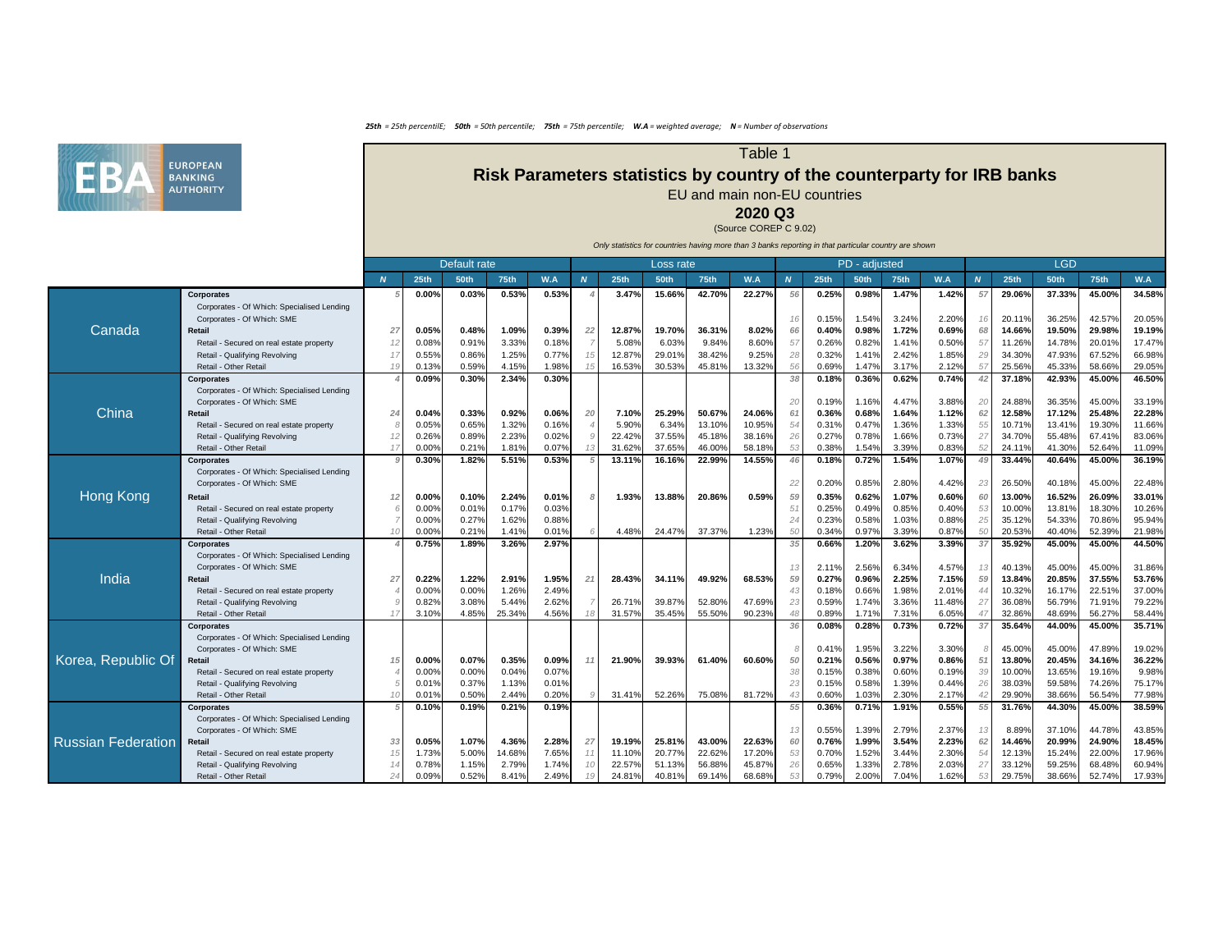*25th = 25th percentilE; 50th = 50th percentile; 75th = 75th percentile; W.A = weighted average; N = Number of observations*

# Table 1

## Risk Parameters statistics by country of the counterparty for IRB banks

EU and main non-EU countries

**2020 Q3**

(Source COREP C 9.02)

*Only statistics for countries having more than 3 banks reporting in that particular country are shown*

| Country | Exposure class | Default rate | | | | | Loss rate | | | | | PD - adjusted | | | | | LGD | | | | |
|---|---|---|---|---|---|---|---|---|---|---|---|---|---|---|---|---|---|---|---|---|---|
| | | N | 25th | 50th | 75th | W.A | N | 25th | 50th | 75th | W.A | N | 25th | 50th | 75th | W.A | N | 25th | 50th | 75th | W.A |
| Canada | **Corporates** | 5 | 0.00% | 0.03% | 0.53% | 0.53% | 4 | 3.47% | 15.66% | 42.70% | 22.27% | 56 | 0.25% | 0.98% | 1.47% | 1.42% | 57 | 29.06% | 37.33% | 45.00% | 34.58% |
| | Corporates - Of Which: Specialised Lending | | | | | | | | | | | | | | | | | | | | |
| | Corporates - Of Which: SME | | | | | | | | | | | 16 | 0.15% | 1.54% | 3.24% | 2.20% | 16 | 20.11% | 36.25% | 42.57% | 20.05% |
| | **Retail** | 27 | 0.05% | 0.48% | 1.09% | 0.39% | 22 | 12.87% | 19.70% | 36.31% | 8.02% | 66 | 0.40% | 0.98% | 1.72% | 0.69% | 68 | 14.66% | 19.50% | 29.98% | 19.19% |
| | Retail - Secured on real estate property | 12 | 0.08% | 0.91% | 3.33% | 0.18% | 7 | 5.08% | 6.03% | 9.84% | 8.60% | 57 | 0.26% | 0.82% | 1.41% | 0.50% | 57 | 11.26% | 14.78% | 20.01% | 17.47% |
| | Retail - Qualifying Revolving | 17 | 0.55% | 0.86% | 1.25% | 0.77% | 15 | 12.87% | 29.01% | 38.42% | 9.25% | 28 | 0.32% | 1.41% | 2.42% | 1.85% | 29 | 34.30% | 47.93% | 67.52% | 66.98% |
| | Retail - Other Retail | 19 | 0.13% | 0.59% | 4.15% | 1.98% | 15 | 16.53% | 30.53% | 45.81% | 13.32% | 56 | 0.69% | 1.47% | 3.17% | 2.12% | 57 | 25.56% | 45.33% | 58.66% | 29.05% |
| China | **Corporates** | 4 | 0.09% | 0.30% | 2.34% | 0.30% | | | | | | 38 | 0.18% | 0.36% | 0.62% | 0.74% | 42 | 37.18% | 42.93% | 45.00% | 46.50% |
| | Corporates - Of Which: Specialised Lending | | | | | | | | | | | | | | | | | | | | |
| | Corporates - Of Which: SME | | | | | | | | | | | 20 | 0.19% | 1.16% | 4.47% | 3.88% | 20 | 24.88% | 36.35% | 45.00% | 33.19% |
| | **Retail** | 24 | 0.04% | 0.33% | 0.92% | 0.06% | 20 | 7.10% | 25.29% | 50.67% | 24.06% | 61 | 0.36% | 0.68% | 1.64% | 1.12% | 62 | 12.58% | 17.12% | 25.48% | 22.28% |
| | Retail - Secured on real estate property | 8 | 0.05% | 0.65% | 1.32% | 0.16% | 4 | 5.90% | 6.34% | 13.10% | 10.95% | 54 | 0.31% | 0.47% | 1.36% | 1.33% | 55 | 10.71% | 13.41% | 19.30% | 11.66% |
| | Retail - Qualifying Revolving | 12 | 0.26% | 0.89% | 2.23% | 0.02% | 9 | 22.42% | 37.55% | 45.18% | 38.16% | 26 | 0.27% | 0.78% | 1.66% | 0.73% | 27 | 34.70% | 55.48% | 67.41% | 83.06% |
| | Retail - Other Retail | 17 | 0.00% | 0.21% | 1.81% | 0.07% | 13 | 31.62% | 37.65% | 46.00% | 58.18% | 53 | 0.38% | 1.54% | 3.39% | 0.83% | 52 | 24.11% | 41.30% | 52.64% | 11.09% |
| Hong Kong | **Corporates** | 9 | 0.30% | 1.82% | 5.51% | 0.53% | 5 | 13.11% | 16.16% | 22.99% | 14.55% | 46 | 0.18% | 0.72% | 1.54% | 1.07% | 49 | 33.44% | 40.64% | 45.00% | 36.19% |
| | Corporates - Of Which: Specialised Lending | | | | | | | | | | | | | | | | | | | | |
| | Corporates - Of Which: SME | | | | | | | | | | | 22 | 0.20% | 0.85% | 2.80% | 4.42% | 23 | 26.50% | 40.18% | 45.00% | 22.48% |
| | **Retail** | 12 | 0.00% | 0.10% | 2.24% | 0.01% | 8 | 1.93% | 13.88% | 20.86% | 0.59% | 59 | 0.35% | 0.62% | 1.07% | 0.60% | 60 | 13.00% | 16.52% | 26.09% | 33.01% |
| | Retail - Secured on real estate property | 6 | 0.00% | 0.01% | 0.17% | 0.03% | | | | | | 51 | 0.25% | 0.49% | 0.85% | 0.40% | 53 | 10.00% | 13.81% | 18.30% | 10.26% |
| | Retail - Qualifying Revolving | 7 | 0.00% | 0.27% | 1.62% | 0.88% | | | | | | 24 | 0.23% | 0.58% | 1.03% | 0.88% | 25 | 35.12% | 54.33% | 70.86% | 95.94% |
| | Retail - Other Retail | 10 | 0.00% | 0.21% | 1.41% | 0.01% | 6 | 4.48% | 24.47% | 37.37% | 1.23% | 50 | 0.34% | 0.97% | 3.39% | 0.87% | 50 | 20.53% | 40.40% | 52.39% | 21.98% |
| India | **Corporates** | 4 | 0.75% | 1.89% | 3.26% | 2.97% | | | | | | 35 | 0.66% | 1.20% | 3.62% | 3.39% | 37 | 35.92% | 45.00% | 45.00% | 44.50% |
| | Corporates - Of Which: Specialised Lending | | | | | | | | | | | | | | | | | | | | |
| | Corporates - Of Which: SME | | | | | | | | | | | 13 | 2.11% | 2.56% | 6.34% | 4.57% | 13 | 40.13% | 45.00% | 45.00% | 31.86% |
| | **Retail** | 27 | 0.22% | 1.22% | 2.91% | 1.95% | 21 | 28.43% | 34.11% | 49.92% | 68.53% | 59 | 0.27% | 0.96% | 2.25% | 7.15% | 59 | 13.84% | 20.85% | 37.55% | 53.76% |
| | Retail - Secured on real estate property | 4 | 0.00% | 0.00% | 1.26% | 2.49% | | | | | | 43 | 0.18% | 0.66% | 1.98% | 2.01% | 44 | 10.32% | 16.17% | 22.51% | 37.00% |
| | Retail - Qualifying Revolving | 9 | 0.82% | 3.08% | 5.44% | 2.62% | 7 | 26.71% | 39.87% | 52.80% | 47.69% | 23 | 0.59% | 1.74% | 3.36% | 11.48% | 27 | 36.08% | 56.79% | 71.91% | 79.22% |
| | Retail - Other Retail | 17 | 3.10% | 4.85% | 25.34% | 4.56% | 18 | 31.57% | 35.45% | 55.50% | 90.23% | 48 | 0.89% | 1.71% | 7.31% | 6.05% | 47 | 32.86% | 48.69% | 56.27% | 58.44% |
| Korea, Republic Of | **Corporates** | | | | | | | | | | | 36 | 0.08% | 0.28% | 0.73% | 0.72% | 37 | 35.64% | 44.00% | 45.00% | 35.71% |
| | Corporates - Of Which: Specialised Lending | | | | | | | | | | | | | | | | | | | | |
| | Corporates - Of Which: SME | | | | | | | | | | | 8 | 0.41% | 1.95% | 3.22% | 3.30% | 8 | 45.00% | 45.00% | 47.89% | 19.02% |
| | **Retail** | 15 | 0.00% | 0.07% | 0.35% | 0.09% | 11 | 21.90% | 39.93% | 61.40% | 60.60% | 50 | 0.21% | 0.56% | 0.97% | 0.86% | 51 | 13.80% | 20.45% | 34.16% | 36.22% |
| | Retail - Secured on real estate property | 4 | 0.00% | 0.00% | 0.04% | 0.07% | | | | | | 38 | 0.15% | 0.38% | 0.60% | 0.19% | 39 | 10.00% | 13.65% | 19.16% | 9.98% |
| | Retail - Qualifying Revolving | 5 | 0.01% | 0.37% | 1.13% | 0.01% | | | | | | 23 | 0.15% | 0.58% | 1.39% | 0.44% | 26 | 38.03% | 59.58% | 74.26% | 75.17% |
| | Retail - Other Retail | 10 | 0.01% | 0.50% | 2.44% | 0.20% | 9 | 31.41% | 52.26% | 75.08% | 81.72% | 43 | 0.60% | 1.03% | 2.30% | 2.17% | 42 | 29.90% | 38.66% | 56.54% | 77.98% |
| Russian Federation | **Corporates** | 5 | 0.10% | 0.19% | 0.21% | 0.19% | | | | | | 55 | 0.36% | 0.71% | 1.91% | 0.55% | 55 | 31.76% | 44.30% | 45.00% | 38.59% |
| | Corporates - Of Which: Specialised Lending | | | | | | | | | | | | | | | | | | | | |
| | Corporates - Of Which: SME | | | | | | | | | | | 13 | 0.55% | 1.39% | 2.79% | 2.37% | 13 | 8.89% | 37.10% | 44.78% | 43.85% |
| | **Retail** | 33 | 0.05% | 1.07% | 4.36% | 2.28% | 27 | 19.19% | 25.81% | 43.00% | 22.63% | 60 | 0.76% | 1.99% | 3.54% | 2.23% | 62 | 14.46% | 20.99% | 24.90% | 18.45% |
| | Retail - Secured on real estate property | 15 | 1.73% | 5.00% | 14.68% | 7.65% | 11 | 11.10% | 20.77% | 22.62% | 17.20% | 53 | 0.70% | 1.52% | 3.44% | 2.30% | 54 | 12.13% | 15.24% | 22.00% | 17.96% |
| | Retail - Qualifying Revolving | 14 | 0.78% | 1.15% | 2.79% | 1.74% | 10 | 22.57% | 51.13% | 56.88% | 45.87% | 26 | 0.65% | 1.33% | 2.78% | 2.03% | 27 | 33.12% | 59.25% | 68.48% | 60.94% |
| | Retail - Other Retail | 24 | 0.09% | 0.52% | 8.41% | 2.49% | 19 | 24.81% | 40.81% | 69.14% | 68.68% | 53 | 0.79% | 2.00% | 7.04% | 1.62% | 53 | 29.75% | 38.66% | 52.74% | 17.93% |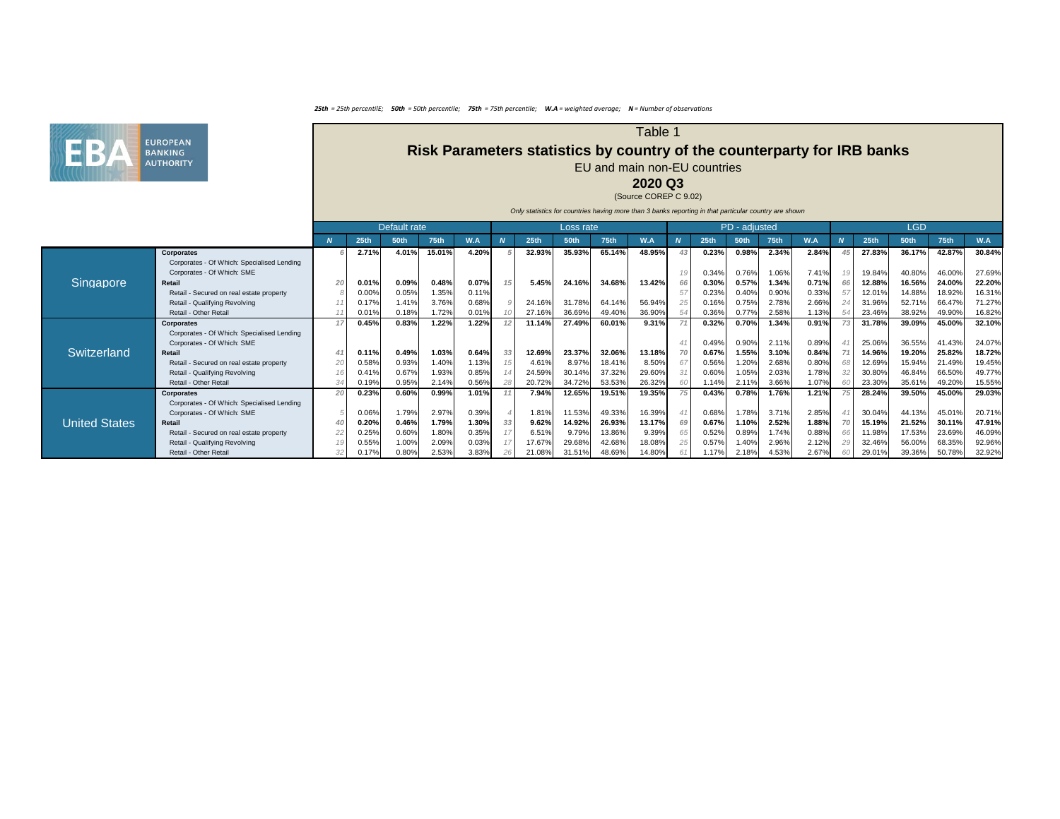*25th = 25th percentilE; 50th = 50th percentile; 75th = 75th percentile; W.A = weighted average; N = Number of observations*

EUROPEAN BANKING AUTHORITY

# Table 1

## Risk Parameters statistics by country of the counterparty for IRB banks

EU and main non-EU countries

**2020 Q3**

(Source COREP C 9.02)

*Only statistics for countries having more than 3 banks reporting in that particular country are shown*

| | | Default rate | | | | | Loss rate | | | | | PD - adjusted | | | | | LGD | | | | |
|---|---|---|---|---|---|---|---|---|---|---|---|---|---|---|---|---|---|---|---|---|---|
| | | N | 25th | 50th | 75th | W.A | N | 25th | 50th | 75th | W.A | N | 25th | 50th | 75th | W.A | N | 25th | 50th | 75th | W.A |
| Singapore | **Corporates** | 6 | **2.71%** | **4.01%** | **15.01%** | **4.20%** | 5 | **32.93%** | **35.93%** | **65.14%** | **48.95%** | 43 | **0.23%** | **0.98%** | **2.34%** | **2.84%** | 45 | **27.83%** | **36.17%** | **42.87%** | **30.84%** |
| | Corporates - Of Which: Specialised Lending | | | | | | | | | | | | | | | | | | | | |
| | Corporates - Of Which: SME | | | | | | | | | | | 19 | 0.34% | 0.76% | 1.06% | 7.41% | 19 | 19.84% | 40.80% | 46.00% | 27.69% |
| | **Retail** | 20 | **0.01%** | **0.09%** | **0.48%** | **0.07%** | 15 | **5.45%** | **24.16%** | **34.68%** | **13.42%** | 66 | **0.30%** | **0.57%** | **1.34%** | **0.71%** | 66 | **12.88%** | **16.56%** | **24.00%** | **22.20%** |
| | Retail - Secured on real estate property | 8 | 0.00% | 0.05% | 1.35% | 0.11% | | | | | | 57 | 0.23% | 0.40% | 0.90% | 0.33% | 57 | 12.01% | 14.88% | 18.92% | 16.31% |
| | Retail - Qualifying Revolving | 11 | 0.17% | 1.41% | 3.76% | 0.68% | 9 | 24.16% | 31.78% | 64.14% | 56.94% | 25 | 0.16% | 0.75% | 2.78% | 2.66% | 24 | 31.96% | 52.71% | 66.47% | 71.27% |
| | Retail - Other Retail | 11 | 0.01% | 0.18% | 1.72% | 0.01% | 10 | 27.16% | 36.69% | 49.40% | 36.90% | 54 | 0.36% | 0.77% | 2.58% | 1.13% | 54 | 23.46% | 38.92% | 49.90% | 16.82% |
| Switzerland | **Corporates** | 17 | **0.45%** | **0.83%** | **1.22%** | **1.22%** | 12 | **11.14%** | **27.49%** | **60.01%** | **9.31%** | 71 | **0.32%** | **0.70%** | **1.34%** | **0.91%** | 73 | **31.78%** | **39.09%** | **45.00%** | **32.10%** |
| | Corporates - Of Which: Specialised Lending | | | | | | | | | | | | | | | | | | | | |
| | Corporates - Of Which: SME | | | | | | | | | | | 41 | 0.49% | 0.90% | 2.11% | 0.89% | 41 | 25.06% | 36.55% | 41.43% | 24.07% |
| | **Retail** | 41 | **0.11%** | **0.49%** | **1.03%** | **0.64%** | 33 | **12.69%** | **23.37%** | **32.06%** | **13.18%** | 70 | **0.67%** | **1.55%** | **3.10%** | **0.84%** | 71 | **14.96%** | **19.20%** | **25.82%** | **18.72%** |
| | Retail - Secured on real estate property | 20 | 0.58% | 0.93% | 1.40% | 1.13% | 15 | 4.61% | 8.97% | 18.41% | 8.50% | 67 | 0.56% | 1.20% | 2.68% | 0.80% | 68 | 12.69% | 15.94% | 21.49% | 19.45% |
| | Retail - Qualifying Revolving | 16 | 0.41% | 0.67% | 1.93% | 0.85% | 14 | 24.59% | 30.14% | 37.32% | 29.60% | 31 | 0.60% | 1.05% | 2.03% | 1.78% | 32 | 30.80% | 46.84% | 66.50% | 49.77% |
| | Retail - Other Retail | 34 | 0.19% | 0.95% | 2.14% | 0.56% | 28 | 20.72% | 34.72% | 53.53% | 26.32% | 60 | 1.14% | 2.11% | 3.66% | 1.07% | 60 | 23.30% | 35.61% | 49.20% | 15.55% |
| United States | **Corporates** | 20 | **0.23%** | **0.60%** | **0.99%** | **1.01%** | 11 | **7.94%** | **12.65%** | **19.51%** | **19.35%** | 75 | **0.43%** | **0.78%** | **1.76%** | **1.21%** | 75 | **28.24%** | **39.50%** | **45.00%** | **29.03%** |
| | Corporates - Of Which: Specialised Lending | | | | | | | | | | | | | | | | | | | | |
| | Corporates - Of Which: SME | 5 | 0.06% | 1.79% | 2.97% | 0.39% | 4 | 1.81% | 11.53% | 49.33% | 16.39% | 41 | 0.68% | 1.78% | 3.71% | 2.85% | 41 | 30.04% | 44.13% | 45.01% | 20.71% |
| | **Retail** | 40 | **0.20%** | **0.46%** | **1.79%** | **1.30%** | 33 | **9.62%** | **14.92%** | **26.93%** | **13.17%** | 69 | **0.67%** | **1.10%** | **2.52%** | **1.88%** | 70 | **15.19%** | **21.52%** | **30.11%** | **47.91%** |
| | Retail - Secured on real estate property | 22 | 0.25% | 0.60% | 1.80% | 0.35% | 17 | 6.51% | 9.79% | 13.86% | 9.39% | 65 | 0.52% | 0.89% | 1.74% | 0.88% | 66 | 11.98% | 17.53% | 23.69% | 46.09% |
| | Retail - Qualifying Revolving | 19 | 0.55% | 1.00% | 2.09% | 0.03% | 17 | 17.67% | 29.68% | 42.68% | 18.08% | 25 | 0.57% | 1.40% | 2.96% | 2.12% | 29 | 32.46% | 56.00% | 68.35% | 92.96% |
| | Retail - Other Retail | 32 | 0.17% | 0.80% | 2.53% | 3.83% | 26 | 21.08% | 31.51% | 48.69% | 14.80% | 61 | 1.17% | 2.18% | 4.53% | 2.67% | 60 | 29.01% | 39.36% | 50.78% | 32.92% |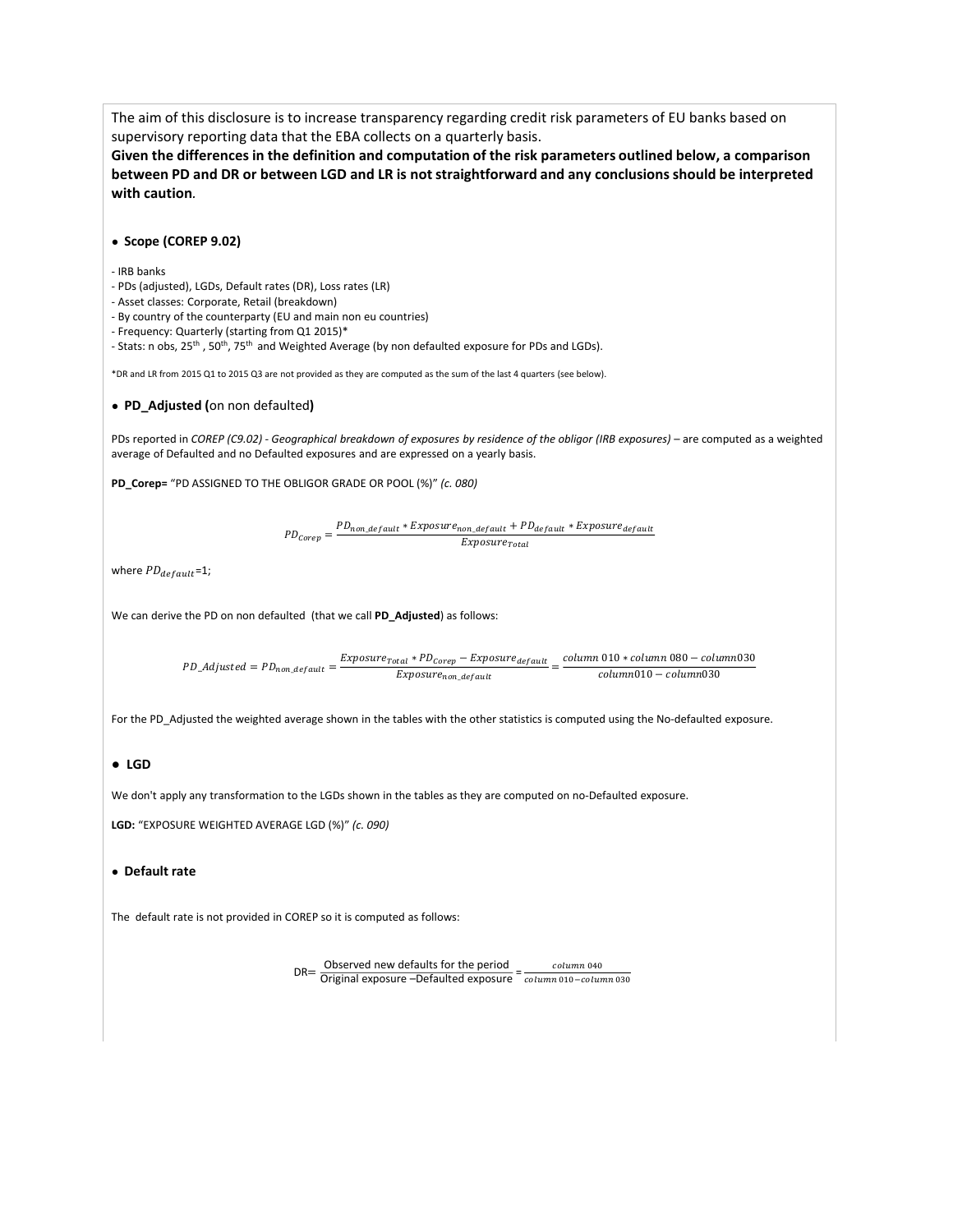The aim of this disclosure is to increase transparency regarding credit risk parameters of EU banks based on supervisory reporting data that the EBA collects on a quarterly basis.

**Given the differences in the definition and computation of the risk parameters outlined below, a comparison between PD and DR or between LGD and LR is not straightforward and any conclusions should be interpreted with caution.**

- **Scope (COREP 9.02)**

- IRB banks
- PDs (adjusted), LGDs, Default rates (DR), Loss rates (LR)
- Asset classes: Corporate, Retail (breakdown)
- By country of the counterparty (EU and main non eu countries)
- Frequency: Quarterly (starting from Q1 2015)*
- Stats: n obs, 25th , 50th, 75th and Weighted Average (by non defaulted exposure for PDs and LGDs).

*DR and LR from 2015 Q1 to 2015 Q3 are not provided as they are computed as the sum of the last 4 quarters (see below).

- **PD_Adjusted (**on non defaulted**)**

PDs reported in *COREP (C9.02) - Geographical breakdown of exposures by residence of the obligor (IRB exposures)* – are computed as a weighted average of Defaulted and no Defaulted exposures and are expressed on a yearly basis.

**PD_Corep=** "PD ASSIGNED TO THE OBLIGOR GRADE OR POOL (%)" *(c. 080)*

$$PD_{Corep} = \frac{PD_{non\_default} * Exposure_{non\_default} + PD_{default} * Exposure_{default}}{Exposure_{Total}}$$

where $PD_{default}$=1;

We can derive the PD on non defaulted (that we call **PD_Adjusted**) as follows:

$$PD\_Adjusted = PD_{non\_default} = \frac{Exposure_{Total} * PD_{Corep} - Exposure_{default}}{Exposure_{non\_default}} = \frac{column\ 010 * column\ 080 - column030}{column010 - column030}$$

For the PD_Adjusted the weighted average shown in the tables with the other statistics is computed using the No-defaulted exposure.

- **LGD**

We don't apply any transformation to the LGDs shown in the tables as they are computed on no-Defaulted exposure.

**LGD:** "EXPOSURE WEIGHTED AVERAGE LGD (%)" *(c. 090)*

- **Default rate**

The default rate is not provided in COREP so it is computed as follows:

$$DR = \frac{\text{Observed new defaults for the period}}{\text{Original exposure} - \text{Defaulted exposure}} = \frac{column\ 040}{column\ 010 - column\ 030}$$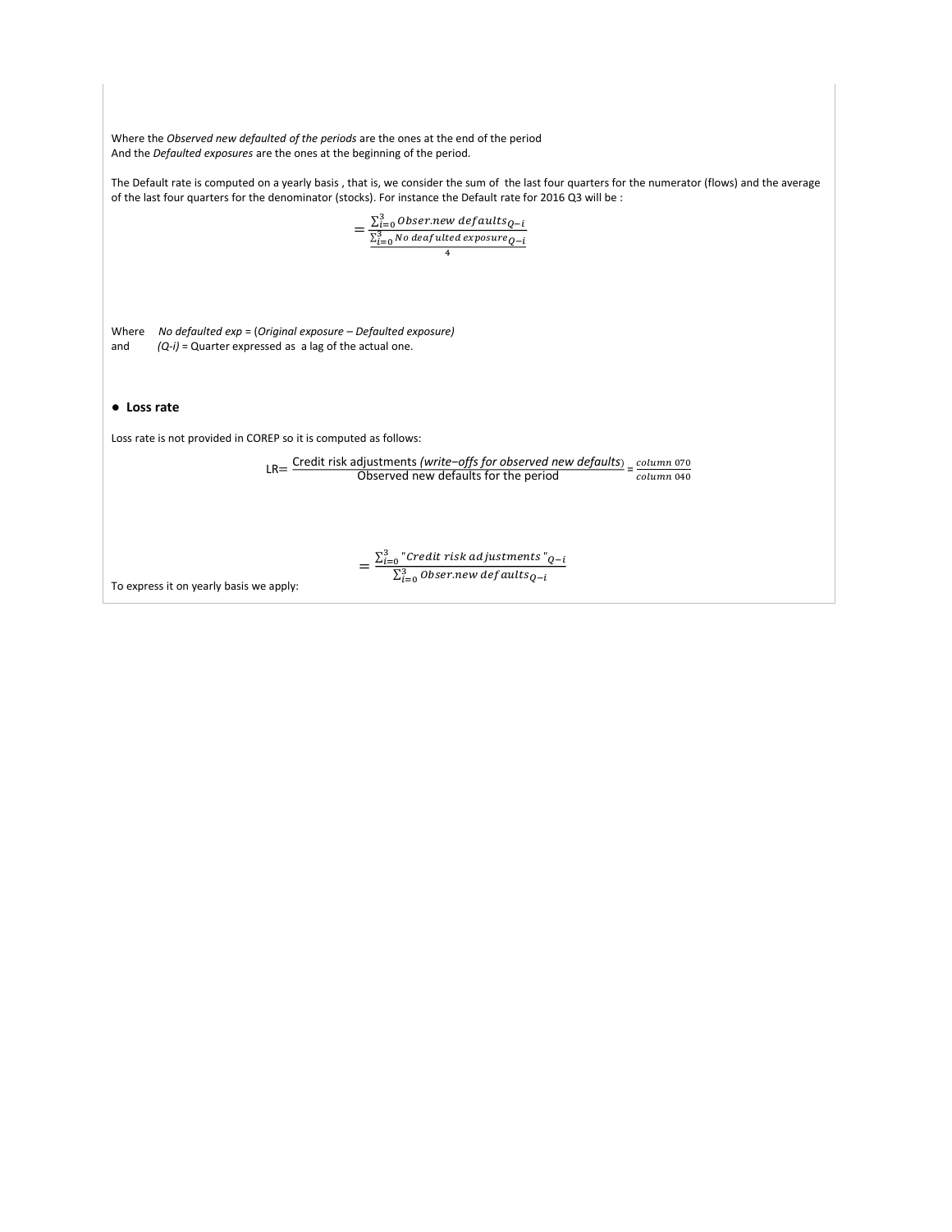Where the *Observed new defaulted of the periods* are the ones at the end of the period
And the *Defaulted exposures* are the ones at the beginning of the period.

The Default rate is computed on a yearly basis , that is, we consider the sum of the last four quarters for the numerator (flows) and the average of the last four quarters for the denominator (stocks). For instance the Default rate for 2016 Q3 will be :

$$= \frac{\sum_{i=0}^{3} Obser.new\ defaults_{Q-i}}{\frac{\sum_{i=0}^{3} No\ deafulted\ exposure_{Q-i}}{4}}$$

Where *No defaulted exp* = (*Original exposure – Defaulted exposure)*
and *(Q-i)* = Quarter expressed as a lag of the actual one.

- **Loss rate**

Loss rate is not provided in COREP so it is computed as follows:

$$LR = \frac{\text{Credit risk adjustments } \textit{(write–offs for observed new defaults)}}{\text{Observed new defaults for the period}} = \frac{column\ 070}{column\ 040}$$

To express it on yearly basis we apply:

$$= \frac{\sum_{i=0}^{3} "Credit\ risk\ adjustments"_{Q-i}}{\sum_{i=0}^{3} Obser.new\ defaults_{Q-i}}$$